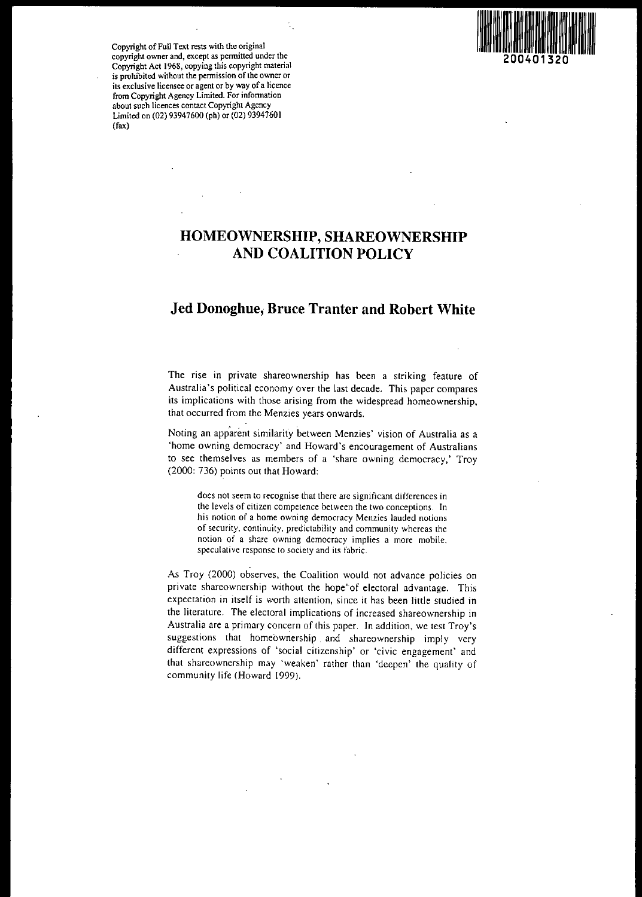Copyright of Full Text rests with the original copyright owner and, except as permitted under the Copyright Act 1968, copying this copyright material is prohibited without the permission of the owner or its exclusive licensee or agent or by way of a licence from Copyright Agency Limited. For information about such licences contact Copyright Agency Limited on (02) 93947600 (ph) or (02) 93947601 (fax)

200401320

# HOMEOWNERSHIP, SHAREOWNERSHIP AND COALITION POLICY

## Jed Donoghue, Bruce Tranter and Robert White

The rise in private shareownership has been a striking feature of Australia's political economy over the last decade. This paper compares its implications with those arising from the widespread homeownership, that occurred from the Menzies years onwards.

Noting an apparent similarity between Menzies' vision of Australia as a 'home owning democracy' and Howard's encouragement of Australians to see themselves as members of a 'share owning democracy,' Troy (2000: 736) points out that Howard:

> does not seem to recognise that there are significant differences in the levels of citizen competence between the two conceptions. In his notion of a home owning democracy Menzies lauded notions of security, continuity, predictability and community whereas the notion of a share owning democracy implies a more mobile, speculative response to society and its fabric.

As Troy (2000) observes, the Coalition would not advance policies on private shareownership without the hope of electoral advantage. This expectation in itself is worth attention, since it has been little studied in the literature. The electoral implications of increased shareownership in Australia are a primary concern of this paper. In addition, we test Troy's suggestions that homeownership and shareownership imply very different expressions of 'social citizenship' or 'civic engagement' and that shareownership may 'weaken' rather than 'deepen' the quality of community life (Howard 1999).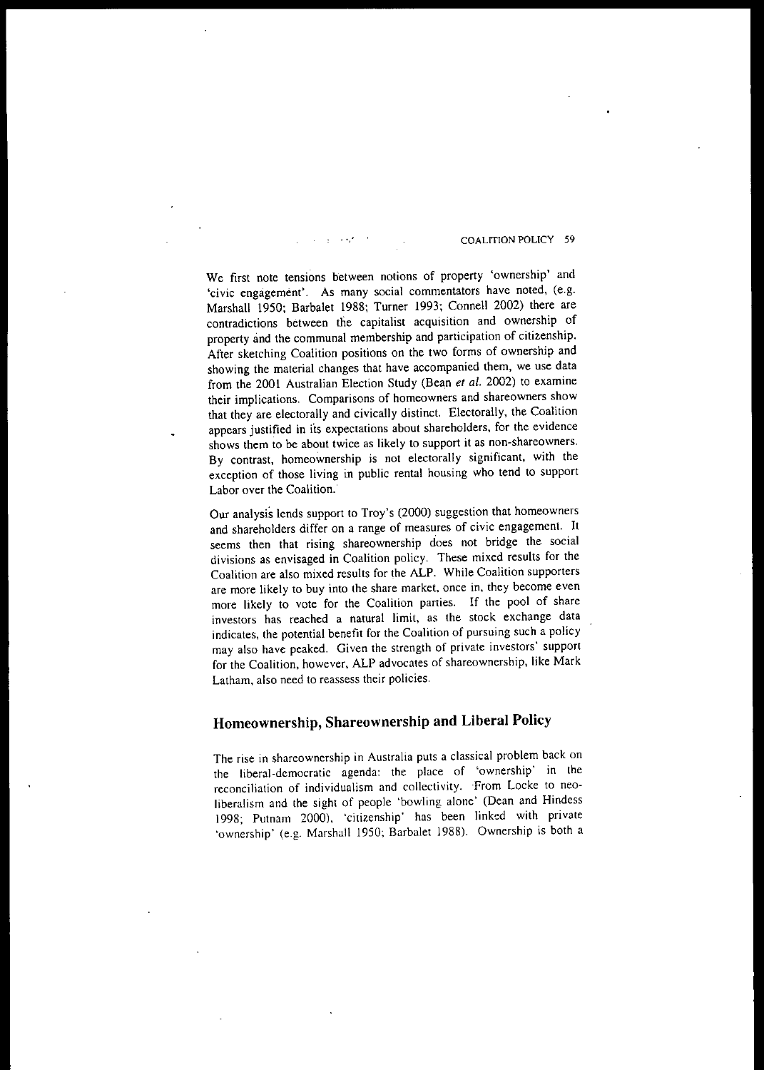We first note tensions between notions of property 'ownership' and 'civic engagement'. As many social commentators have noted, (e.g. Marshall 1950; Barbalet 1988; Turner 1993; Connell 2002) there are contradictions between the capitalist acquisition and ownership of property and the communal membership and participation of citizenship. After sketching Coalition positions on the two forms of ownership and showing the material changes that have accompanied them, we use data from the 2001 Australian Election Study (Bean *et al.* 2002) to examine their implications. Comparisons of homeowners and shareowners show that they are electorally and civically distinct. Electorally, the Coalition appears justified in its expectations about shareholders, for the evidence shows them to be about twice as likely to support it as non-shareowners. By contrast, homeownership is not electorally significant, with the exception of those living in public rental housing who tend to support Labor over the Coalition.

Our analysis lends support to Troy's (2000) suggestion that homeowners and shareholders differ on a range of measures of civic engagement. It seems then that rising shareownership does not bridge the social divisions as envisaged in Coalition policy. These mixed results for the Coalition are also mixed results for the ALP. While Coalition supporters are more likely to buy into the share market, once in, they become even more likely to vote for the Coalition parties. If the pool of share investors has reached a natural limit, as the stock exchange data indicates, the potential benefit for the Coalition of pursuing such a policy may also have peaked. Given the strength of private investors' support for the Coalition, however, ALP advocates of shareownership, like Mark Latham, also need to reassess their policies.

## Homeownership, Shareownership and Liberal Policy

The rise in shareownership in Australia puts a classical problem back on the liberal-democratic agenda: the place of 'ownership' in the reconciliation of individualism and collectivity. From Locke to neo-liberalism and the sight of people 'bowling alone' (Dean and Hindess 1998; Putnam 2000), 'citizenship' has been linked with private 'ownership' (e.g. Marshall 1950; Barbalet 1988). Ownership is both a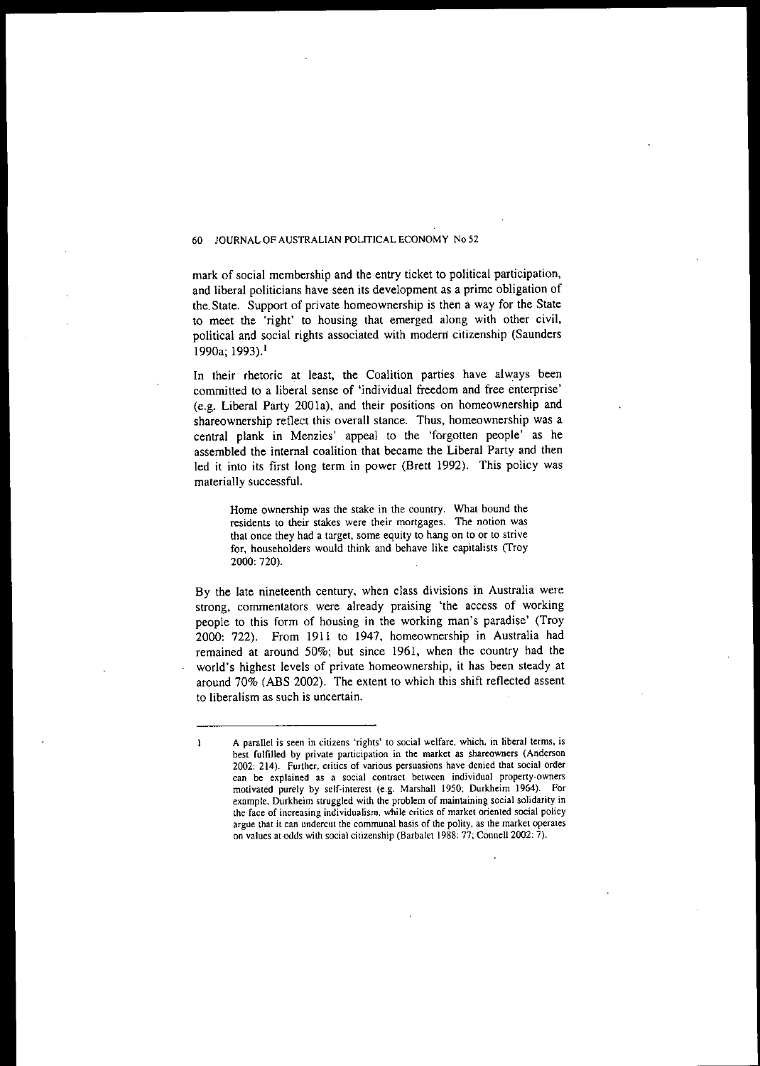mark of social membership and the entry ticket to political participation, and liberal politicians have seen its development as a prime obligation of the State. Support of private homeownership is then a way for the State to meet the 'right' to housing that emerged along with other civil, political and social rights associated with modern citizenship (Saunders 1990a; 1993).[1]

In their rhetoric at least, the Coalition parties have always been committed to a liberal sense of 'individual freedom and free enterprise' (e.g. Liberal Party 2001a), and their positions on homeownership and shareownership reflect this overall stance. Thus, homeownership was a central plank in Menzies' appeal to the 'forgotten people' as he assembled the internal coalition that became the Liberal Party and then led it into its first long term in power (Brett 1992). This policy was materially successful.

> Home ownership was the stake in the country. What bound the residents to their stakes were their mortgages. The notion was that once they had a target, some equity to hang on to or to strive for, householders would think and behave like capitalists (Troy 2000: 720).

By the late nineteenth century, when class divisions in Australia were strong, commentators were already praising 'the access of working people to this form of housing in the working man's paradise' (Troy 2000: 722). From 1911 to 1947, homeownership in Australia had remained at around 50%; but since 1961, when the country had the world's highest levels of private homeownership, it has been steady at around 70% (ABS 2002). The extent to which this shift reflected assent to liberalism as such is uncertain.

---

1 A parallel is seen in citizens 'rights' to social welfare, which, in liberal terms, is best fulfilled by private participation in the market as shareowners (Anderson 2002: 214). Further, critics of various persuasions have denied that social order can be explained as a social contract between individual property-owners motivated purely by self-interest (e.g. Marshall 1950; Durkheim 1964). For example, Durkheim struggled with the problem of maintaining social solidarity in the face of increasing individualism, while critics of market oriented social policy argue that it can undercut the communal basis of the polity, as the market operates on values at odds with social citizenship (Barbalet 1988: 77; Connell 2002: 7).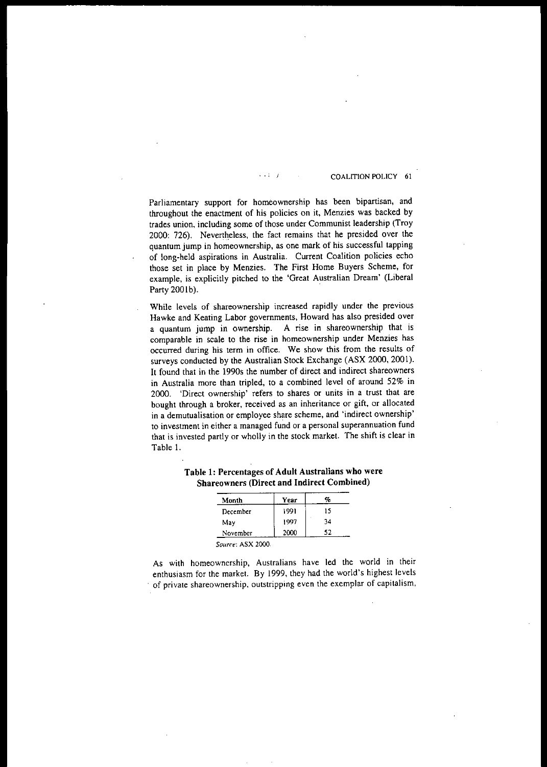Parliamentary support for homeownership has been bipartisan, and throughout the enactment of his policies on it, Menzies was backed by trades union, including some of those under Communist leadership (Troy 2000: 726). Nevertheless, the fact remains that he presided over the quantum jump in homeownership, as one mark of his successful tapping of long-held aspirations in Australia. Current Coalition policies echo those set in place by Menzies. The First Home Buyers Scheme, for example, is explicitly pitched to the 'Great Australian Dream' (Liberal Party 2001b).

While levels of shareownership increased rapidly under the previous Hawke and Keating Labor governments, Howard has also presided over a quantum jump in ownership. A rise in shareownership that is comparable in scale to the rise in homeownership under Menzies has occurred during his term in office. We show this from the results of surveys conducted by the Australian Stock Exchange (ASX 2000, 2001). It found that in the 1990s the number of direct and indirect shareowners in Australia more than tripled, to a combined level of around 52% in 2000. 'Direct ownership' refers to shares or units in a trust that are bought through a broker, received as an inheritance or gift, or allocated in a demutualisation or employee share scheme, and 'indirect ownership' to investment in either a managed fund or a personal superannuation fund that is invested partly or wholly in the stock market. The shift is clear in Table 1.

**Table 1: Percentages of Adult Australians who were Shareowners (Direct and Indirect Combined)**

| Month | Year | % |
|---|---|---|
| December | 1991 | 15 |
| May | 1997 | 34 |
| November | 2000 | 52 |

*Source*: ASX 2000.

As with homeownership, Australians have led the world in their enthusiasm for the market. By 1999, they had the world's highest levels of private shareownership, outstripping even the exemplar of capitalism,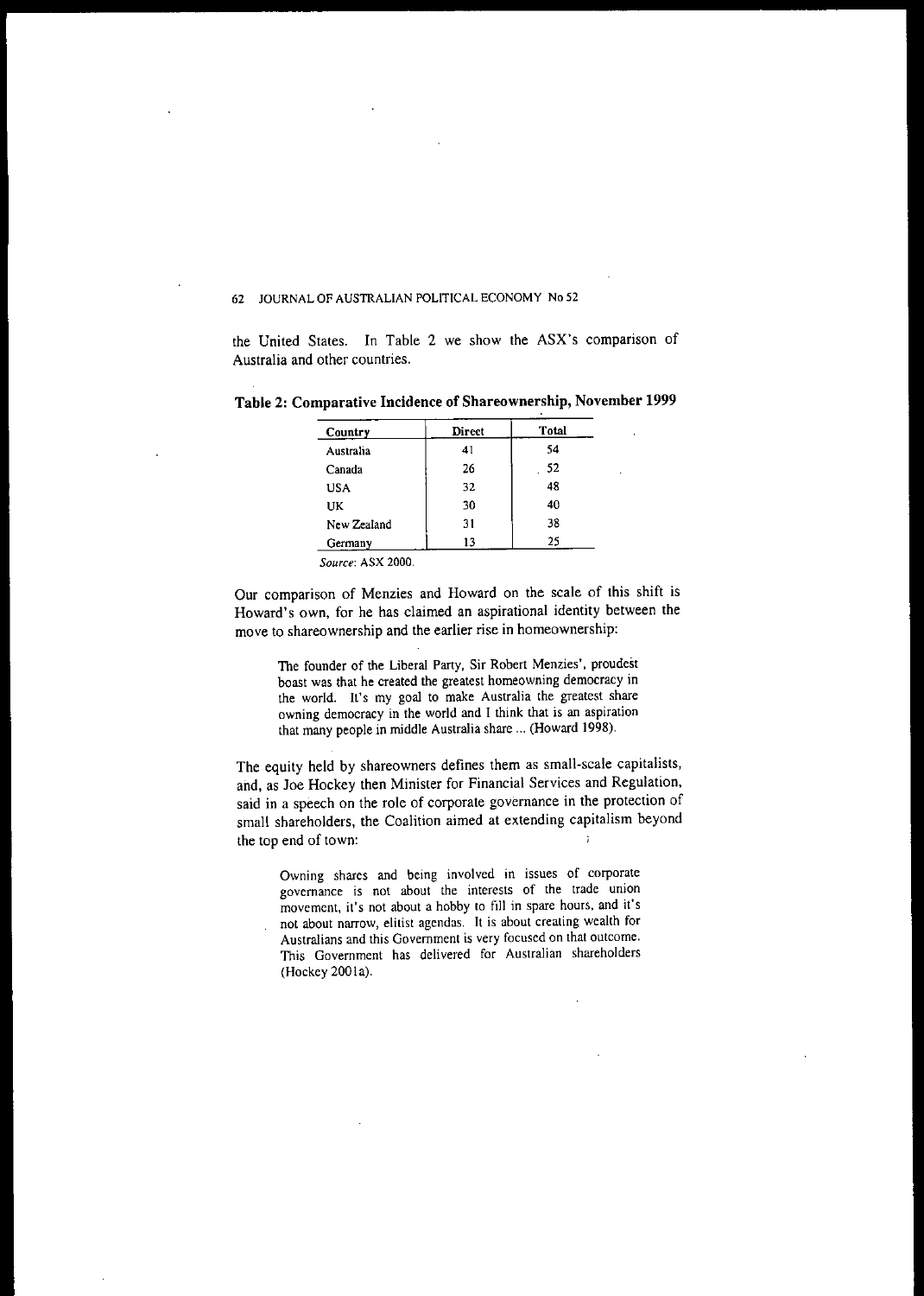the United States. In Table 2 we show the ASX's comparison of Australia and other countries.

**Table 2: Comparative Incidence of Shareownership, November 1999**

| Country | Direct | Total |
|---|---|---|
| Australia | 41 | 54 |
| Canada | 26 | 52 |
| USA | 32 | 48 |
| UK | 30 | 40 |
| New Zealand | 31 | 38 |
| Germany | 13 | 25 |

*Source*: ASX 2000.

Our comparison of Menzies and Howard on the scale of this shift is Howard's own, for he has claimed an aspirational identity between the move to shareownership and the earlier rise in homeownership:

> The founder of the Liberal Party, Sir Robert Menzies', proudest boast was that he created the greatest homeowning democracy in the world. It's my goal to make Australia the greatest share owning democracy in the world and I think that is an aspiration that many people in middle Australia share ... (Howard 1998).

The equity held by shareowners defines them as small-scale capitalists, and, as Joe Hockey then Minister for Financial Services and Regulation, said in a speech on the role of corporate governance in the protection of small shareholders, the Coalition aimed at extending capitalism beyond the top end of town:

> Owning shares and being involved in issues of corporate governance is not about the interests of the trade union movement, it's not about a hobby to fill in spare hours, and it's not about narrow, elitist agendas. It is about creating wealth for Australians and this Government is very focused on that outcome. This Government has delivered for Australian shareholders (Hockey 2001a).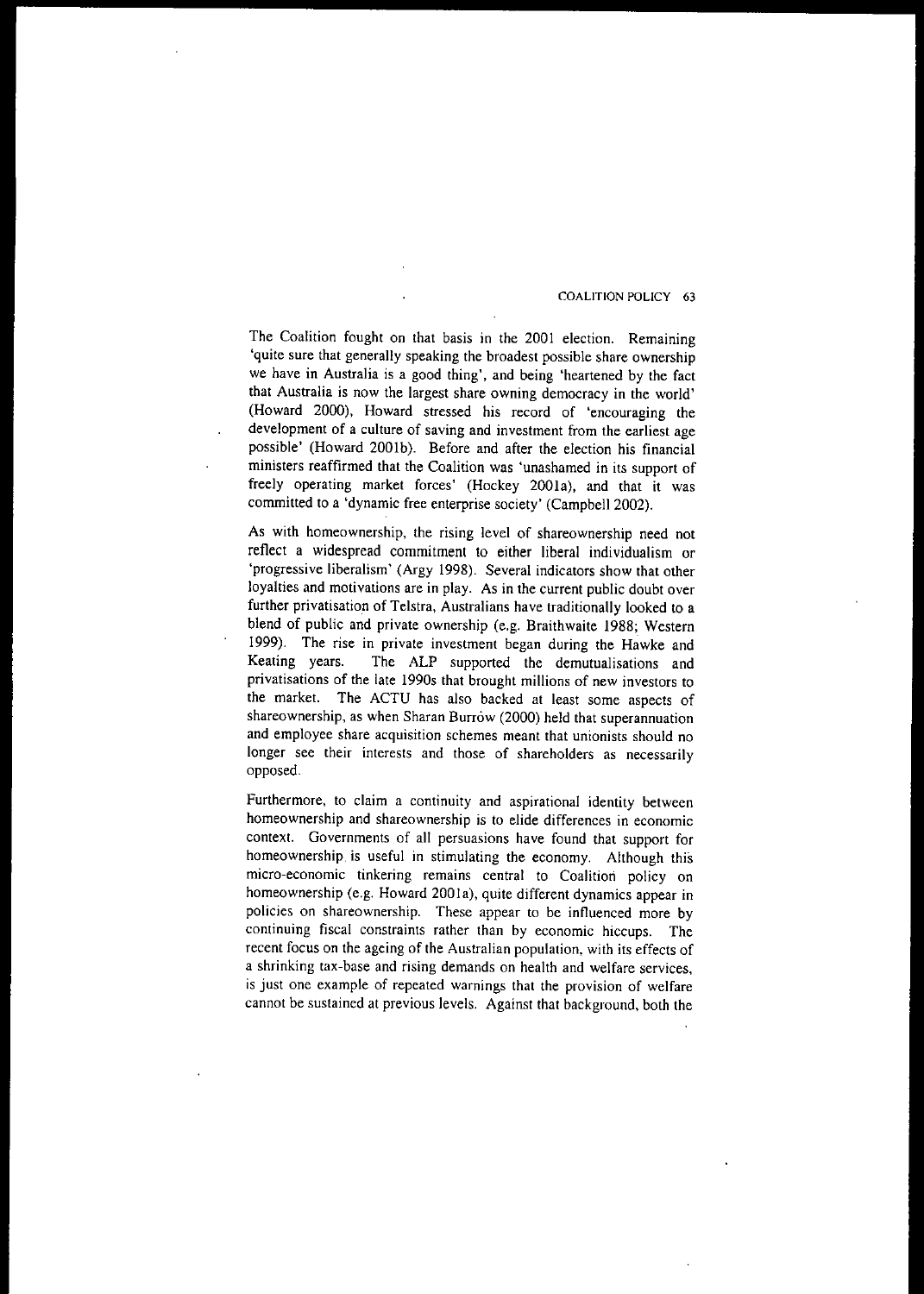The Coalition fought on that basis in the 2001 election. Remaining 'quite sure that generally speaking the broadest possible share ownership we have in Australia is a good thing', and being 'heartened by the fact that Australia is now the largest share owning democracy in the world' (Howard 2000), Howard stressed his record of 'encouraging the development of a culture of saving and investment from the earliest age possible' (Howard 2001b). Before and after the election his financial ministers reaffirmed that the Coalition was 'unashamed in its support of freely operating market forces' (Hockey 2001a), and that it was committed to a 'dynamic free enterprise society' (Campbell 2002).

As with homeownership, the rising level of shareownership need not reflect a widespread commitment to either liberal individualism or 'progressive liberalism' (Argy 1998). Several indicators show that other loyalties and motivations are in play. As in the current public doubt over further privatisation of Telstra, Australians have traditionally looked to a blend of public and private ownership (e.g. Braithwaite 1988; Western 1999). The rise in private investment began during the Hawke and Keating years. The ALP supported the demutualisations and privatisations of the late 1990s that brought millions of new investors to the market. The ACTU has also backed at least some aspects of shareownership, as when Sharan Burrow (2000) held that superannuation and employee share acquisition schemes meant that unionists should no longer see their interests and those of shareholders as necessarily opposed.

Furthermore, to claim a continuity and aspirational identity between homeownership and shareownership is to elide differences in economic context. Governments of all persuasions have found that support for homeownership is useful in stimulating the economy. Although this micro-economic tinkering remains central to Coalition policy on homeownership (e.g. Howard 2001a), quite different dynamics appear in policies on shareownership. These appear to be influenced more by continuing fiscal constraints rather than by economic hiccups. The recent focus on the ageing of the Australian population, with its effects of a shrinking tax-base and rising demands on health and welfare services, is just one example of repeated warnings that the provision of welfare cannot be sustained at previous levels. Against that background, both the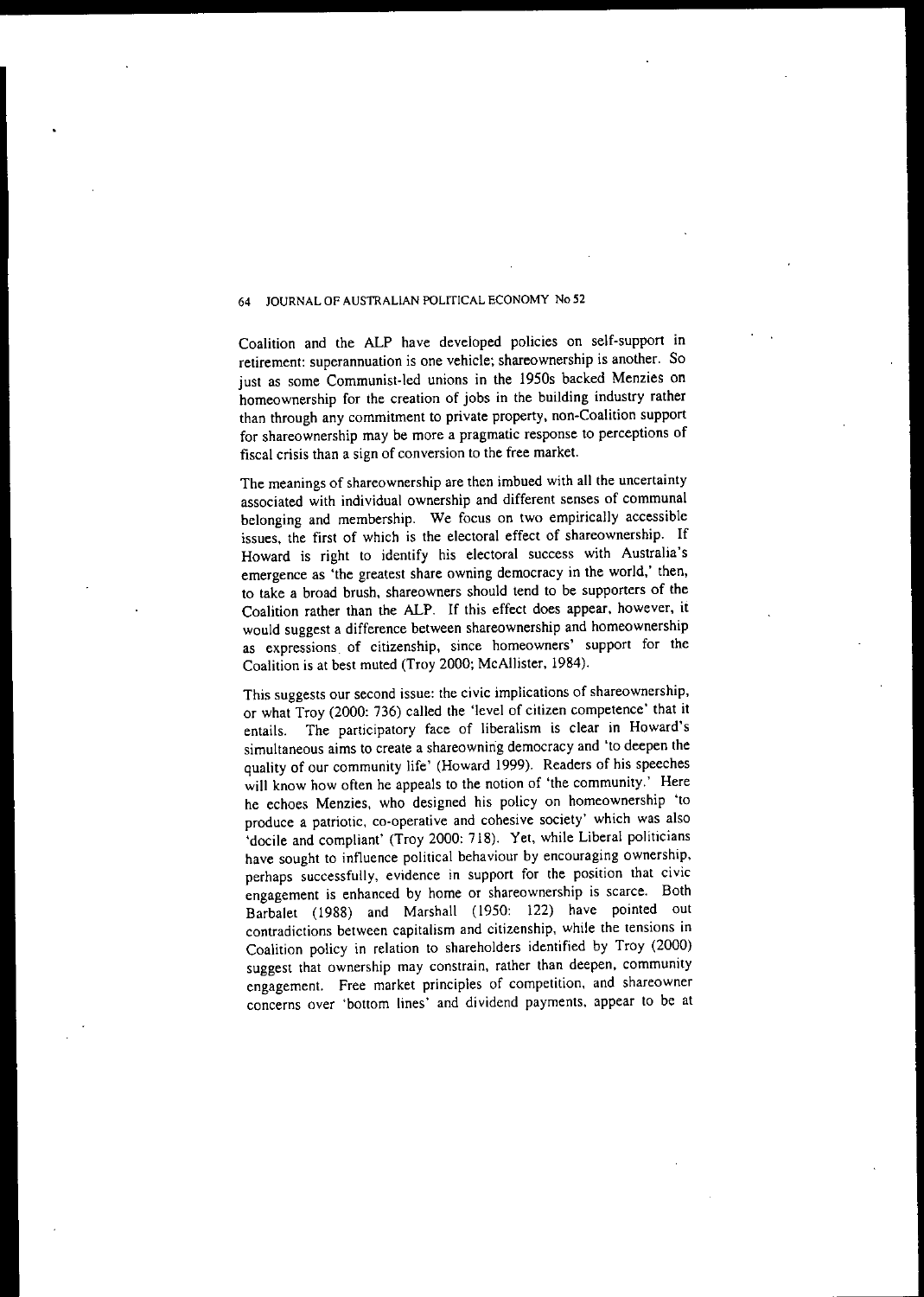Coalition and the ALP have developed policies on self-support in retirement: superannuation is one vehicle; shareownership is another. So just as some Communist-led unions in the 1950s backed Menzies on homeownership for the creation of jobs in the building industry rather than through any commitment to private property, non-Coalition support for shareownership may be more a pragmatic response to perceptions of fiscal crisis than a sign of conversion to the free market.

The meanings of shareownership are then imbued with all the uncertainty associated with individual ownership and different senses of communal belonging and membership. We focus on two empirically accessible issues, the first of which is the electoral effect of shareownership. If Howard is right to identify his electoral success with Australia's emergence as 'the greatest share owning democracy in the world,' then, to take a broad brush, shareowners should tend to be supporters of the Coalition rather than the ALP. If this effect does appear, however, it would suggest a difference between shareownership and homeownership as expressions of citizenship, since homeowners' support for the Coalition is at best muted (Troy 2000; McAllister, 1984).

This suggests our second issue: the civic implications of shareownership, or what Troy (2000: 736) called the 'level of citizen competence' that it entails. The participatory face of liberalism is clear in Howard's simultaneous aims to create a shareowning democracy and 'to deepen the quality of our community life' (Howard 1999). Readers of his speeches will know how often he appeals to the notion of 'the community.' Here he echoes Menzies, who designed his policy on homeownership 'to produce a patriotic, co-operative and cohesive society' which was also 'docile and compliant' (Troy 2000: 718). Yet, while Liberal politicians have sought to influence political behaviour by encouraging ownership, perhaps successfully, evidence in support for the position that civic engagement is enhanced by home or shareownership is scarce. Both Barbalet (1988) and Marshall (1950: 122) have pointed out contradictions between capitalism and citizenship, while the tensions in Coalition policy in relation to shareholders identified by Troy (2000) suggest that ownership may constrain, rather than deepen, community engagement. Free market principles of competition, and shareowner concerns over 'bottom lines' and dividend payments, appear to be at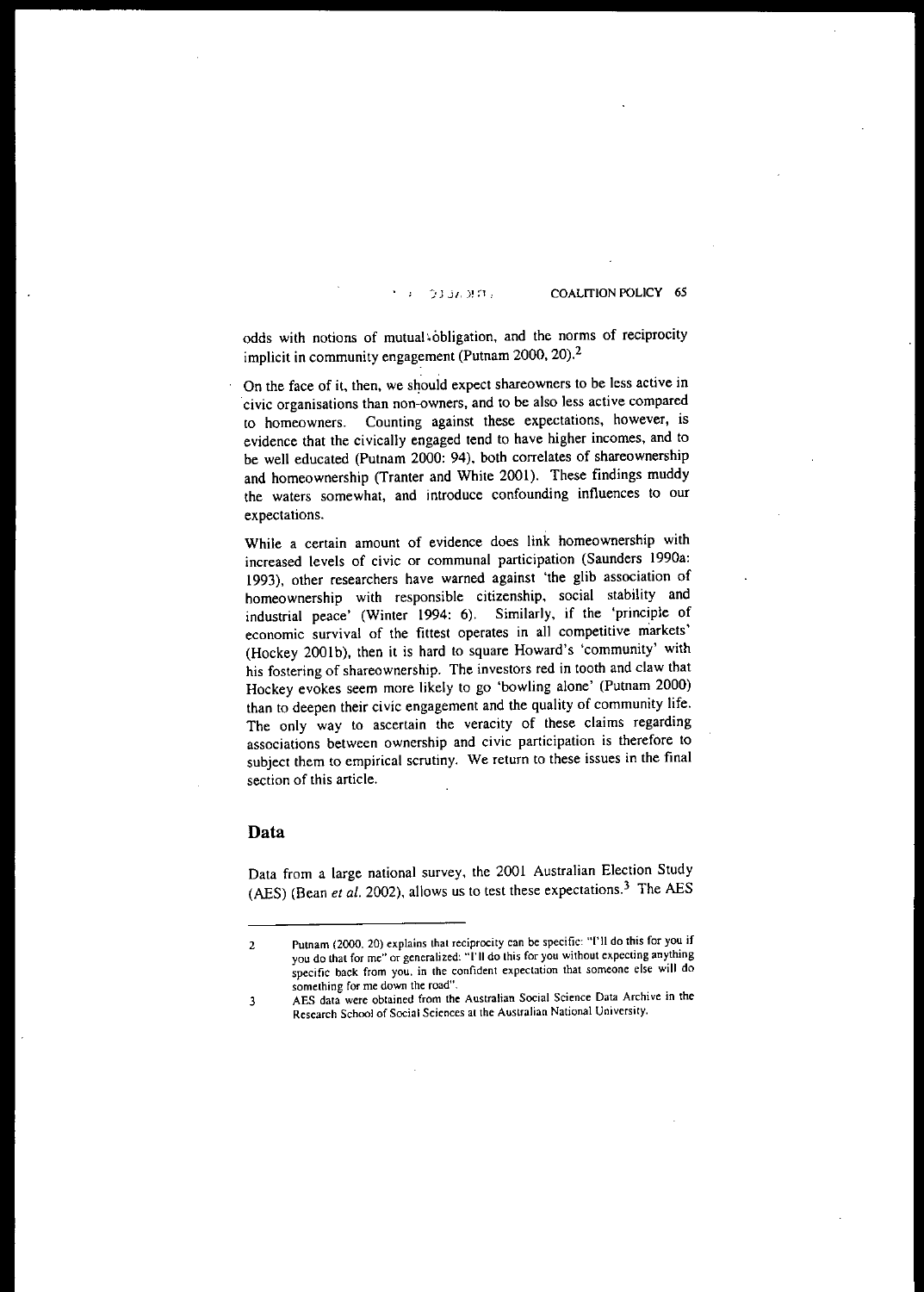odds with notions of mutual obligation, and the norms of reciprocity implicit in community engagement (Putnam 2000, 20).[2]

On the face of it, then, we should expect shareowners to be less active in civic organisations than non-owners, and to be also less active compared to homeowners. Counting against these expectations, however, is evidence that the civically engaged tend to have higher incomes, and to be well educated (Putnam 2000: 94), both correlates of shareownership and homeownership (Tranter and White 2001). These findings muddy the waters somewhat, and introduce confounding influences to our expectations.

While a certain amount of evidence does link homeownership with increased levels of civic or communal participation (Saunders 1990a: 1993), other researchers have warned against 'the glib association of homeownership with responsible citizenship, social stability and industrial peace' (Winter 1994: 6). Similarly, if the 'principle of economic survival of the fittest operates in all competitive markets' (Hockey 2001b), then it is hard to square Howard's 'community' with his fostering of shareownership. The investors red in tooth and claw that Hockey evokes seem more likely to go 'bowling alone' (Putnam 2000) than to deepen their civic engagement and the quality of community life. The only way to ascertain the veracity of these claims regarding associations between ownership and civic participation is therefore to subject them to empirical scrutiny. We return to these issues in the final section of this article.

## Data

Data from a large national survey, the 2001 Australian Election Study (AES) (Bean *et al.* 2002), allows us to test these expectations.[3] The AES

---

2. Putnam (2000, 20) explains that reciprocity can be specific: "I'll do this for you if you do that for me" or generalized: "I'll do this for you without expecting anything specific back from you, in the confident expectation that someone else will do something for me down the road".

3. AES data were obtained from the Australian Social Science Data Archive in the Research School of Social Sciences at the Australian National University.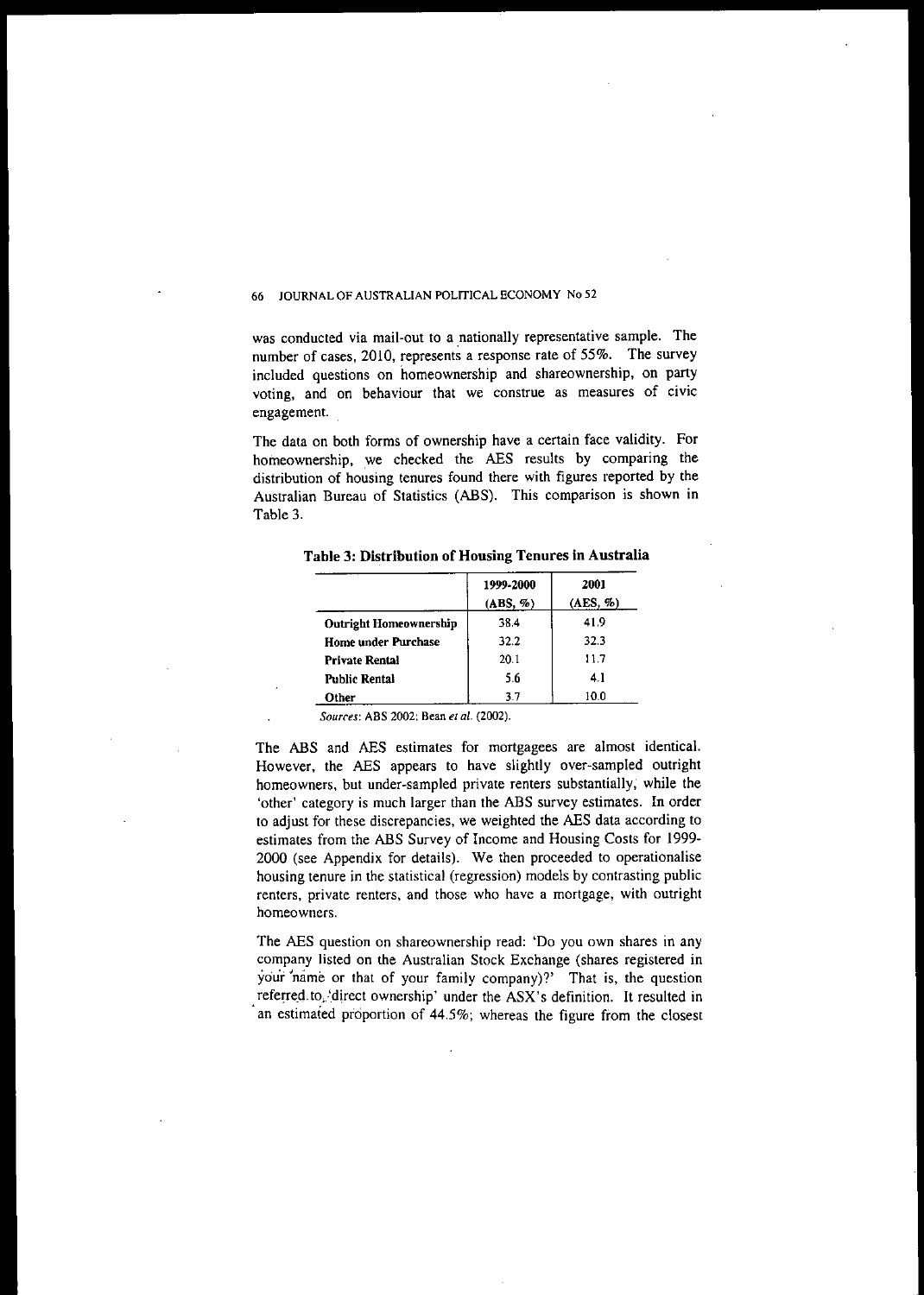was conducted via mail-out to a nationally representative sample. The number of cases, 2010, represents a response rate of 55%. The survey included questions on homeownership and shareownership, on party voting, and on behaviour that we construe as measures of civic engagement.

The data on both forms of ownership have a certain face validity. For homeownership, we checked the AES results by comparing the distribution of housing tenures found there with figures reported by the Australian Bureau of Statistics (ABS). This comparison is shown in Table 3.

**Table 3: Distribution of Housing Tenures in Australia**

| | 1999-2000 (ABS, %) | 2001 (AES, %) |
|---|---|---|
| **Outright Homeownership** | 38.4 | 41.9 |
| **Home under Purchase** | 32.2 | 32.3 |
| **Private Rental** | 20.1 | 11.7 |
| **Public Rental** | 5.6 | 4.1 |
| **Other** | 3.7 | 10.0 |

*Sources*: ABS 2002; Bean *et al.* (2002).

The ABS and AES estimates for mortgagees are almost identical. However, the AES appears to have slightly over-sampled outright homeowners, but under-sampled private renters substantially, while the 'other' category is much larger than the ABS survey estimates. In order to adjust for these discrepancies, we weighted the AES data according to estimates from the ABS Survey of Income and Housing Costs for 1999-2000 (see Appendix for details). We then proceeded to operationalise housing tenure in the statistical (regression) models by contrasting public renters, private renters, and those who have a mortgage, with outright homeowners.

The AES question on shareownership read: 'Do you own shares in any company listed on the Australian Stock Exchange (shares registered in your name or that of your family company)?' That is, the question referred to 'direct ownership' under the ASX's definition. It resulted in an estimated proportion of 44.5%; whereas the figure from the closest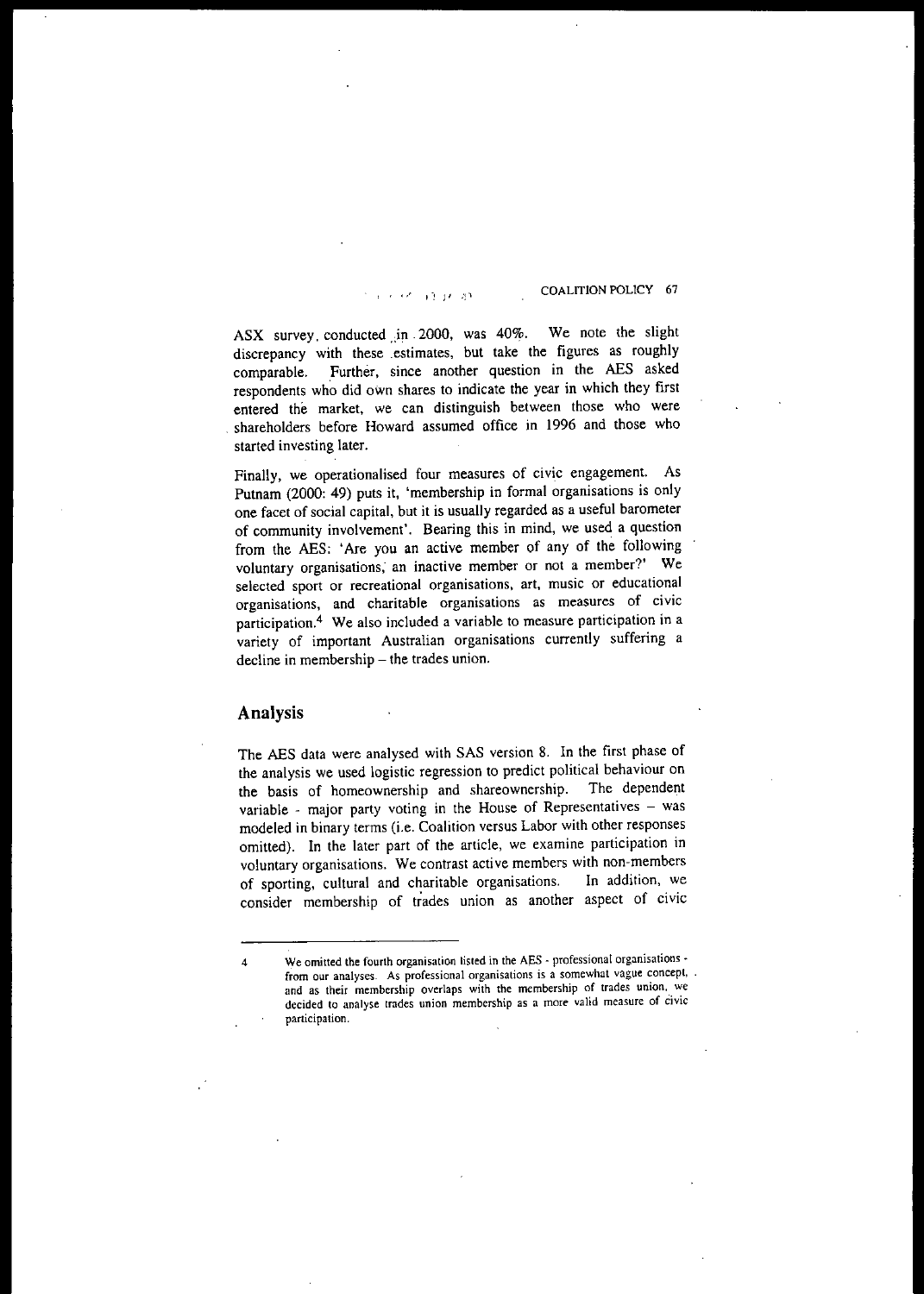ASX survey, conducted in 2000, was 40%. We note the slight discrepancy with these estimates, but take the figures as roughly comparable. Further, since another question in the AES asked respondents who did own shares to indicate the year in which they first entered the market, we can distinguish between those who were shareholders before Howard assumed office in 1996 and those who started investing later.

Finally, we operationalised four measures of civic engagement. As Putnam (2000: 49) puts it, 'membership in formal organisations is only one facet of social capital, but it is usually regarded as a useful barometer of community involvement'. Bearing this in mind, we used a question from the AES: 'Are you an active member of any of the following voluntary organisations, an inactive member or not a member?' We selected sport or recreational organisations, art, music or educational organisations, and charitable organisations as measures of civic participation.[4] We also included a variable to measure participation in a variety of important Australian organisations currently suffering a decline in membership – the trades union.

## Analysis

The AES data were analysed with SAS version 8. In the first phase of the analysis we used logistic regression to predict political behaviour on the basis of homeownership and shareownership. The dependent variable - major party voting in the House of Representatives – was modeled in binary terms (i.e. Coalition versus Labor with other responses omitted). In the later part of the article, we examine participation in voluntary organisations. We contrast active members with non-members of sporting, cultural and charitable organisations. In addition, we consider membership of trades union as another aspect of civic

---

4 We omitted the fourth organisation listed in the AES - professional organisations - from our analyses. As professional organisations is a somewhat vague concept, and as their membership overlaps with the membership of trades union, we decided to analyse trades union membership as a more valid measure of civic participation.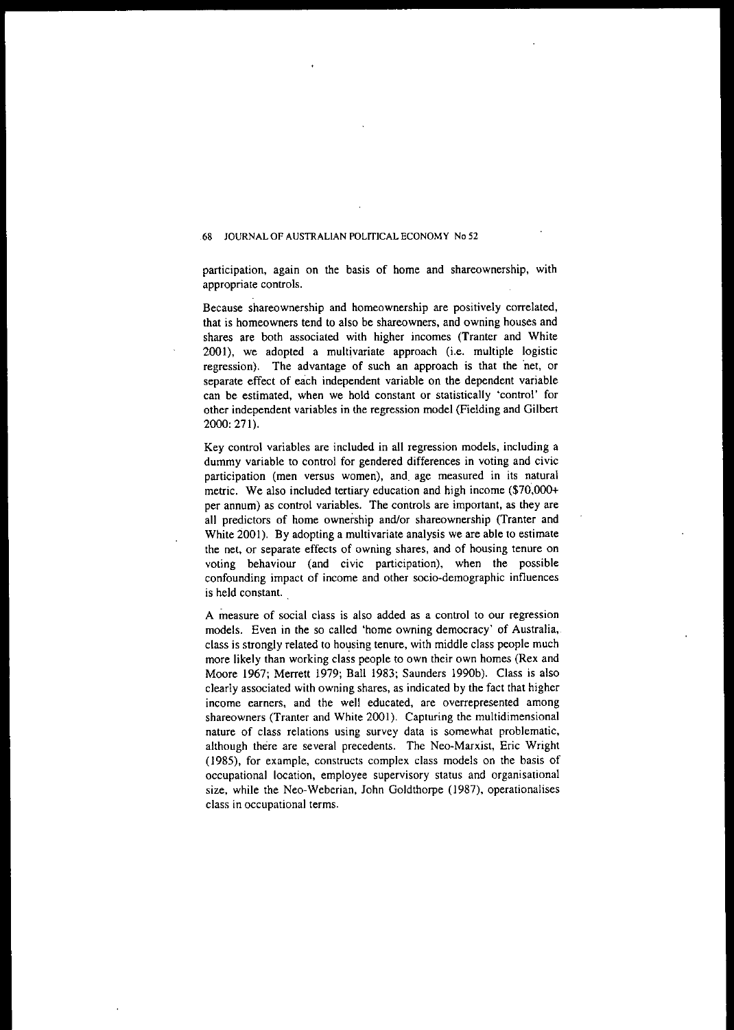participation, again on the basis of home and shareownership, with appropriate controls.

Because shareownership and homeownership are positively correlated, that is homeowners tend to also be shareowners, and owning houses and shares are both associated with higher incomes (Tranter and White 2001), we adopted a multivariate approach (i.e. multiple logistic regression). The advantage of such an approach is that the net, or separate effect of each independent variable on the dependent variable can be estimated, when we hold constant or statistically 'control' for other independent variables in the regression model (Fielding and Gilbert 2000: 271).

Key control variables are included in all regression models, including a dummy variable to control for gendered differences in voting and civic participation (men versus women), and age measured in its natural metric. We also included tertiary education and high income ($70,000+ per annum) as control variables. The controls are important, as they are all predictors of home ownership and/or shareownership (Tranter and White 2001). By adopting a multivariate analysis we are able to estimate the net, or separate effects of owning shares, and of housing tenure on voting behaviour (and civic participation), when the possible confounding impact of income and other socio-demographic influences is held constant.

A measure of social class is also added as a control to our regression models. Even in the so called 'home owning democracy' of Australia, class is strongly related to housing tenure, with middle class people much more likely than working class people to own their own homes (Rex and Moore 1967; Merrett 1979; Ball 1983; Saunders 1990b). Class is also clearly associated with owning shares, as indicated by the fact that higher income earners, and the well educated, are overrepresented among shareowners (Tranter and White 2001). Capturing the multidimensional nature of class relations using survey data is somewhat problematic, although there are several precedents. The Neo-Marxist, Eric Wright (1985), for example, constructs complex class models on the basis of occupational location, employee supervisory status and organisational size, while the Neo-Weberian, John Goldthorpe (1987), operationalises class in occupational terms.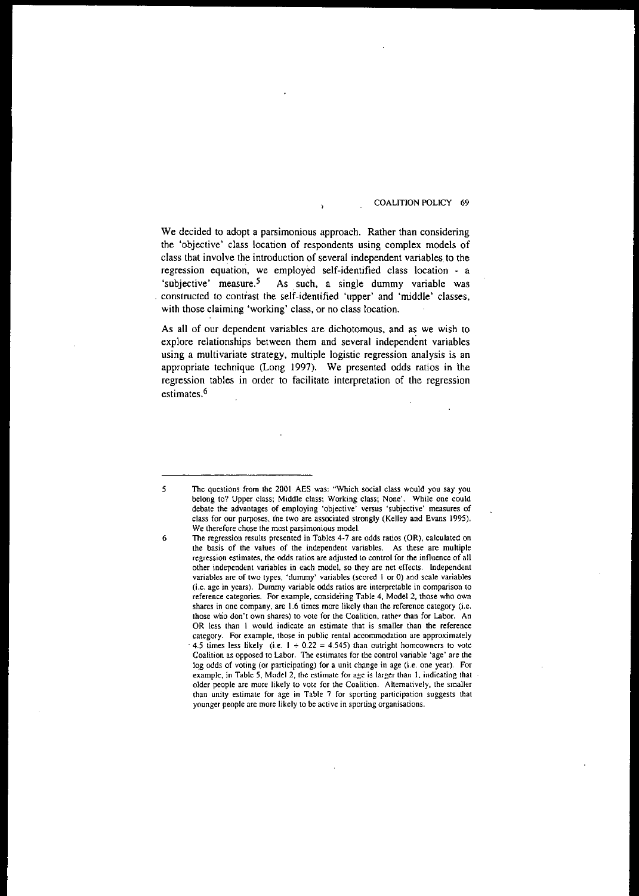We decided to adopt a parsimonious approach. Rather than considering the 'objective' class location of respondents using complex models of class that involve the introduction of several independent variables to the regression equation, we employed self-identified class location - a 'subjective' measure.[5] As such, a single dummy variable was constructed to contrast the self-identified 'upper' and 'middle' classes, with those claiming 'working' class, or no class location.

As all of our dependent variables are dichotomous, and as we wish to explore relationships between them and several independent variables using a multivariate strategy, multiple logistic regression analysis is an appropriate technique (Long 1997). We presented odds ratios in the regression tables in order to facilitate interpretation of the regression estimates.[6]

---

5 The questions from the 2001 AES was: "Which social class would you say you belong to? Upper class; Middle class; Working class; None'. While one could debate the advantages of employing 'objective' versus 'subjective' measures of class for our purposes, the two are associated strongly (Kelley and Evans 1995). We therefore chose the most parsimonious model.

6 The regression results presented in Tables 4-7 are odds ratios (OR), calculated on the basis of the values of the independent variables. As these are multiple regression estimates, the odds ratios are adjusted to control for the influence of all other independent variables in each model, so they are net effects. Independent variables are of two types, 'dummy' variables (scored 1 or 0) and scale variables (i.e. age in years). Dummy variable odds ratios are interpretable in comparison to reference categories. For example, considering Table 4, Model 2, those who own shares in one company, are 1.6 times more likely than the reference category (i.e. those who don't own shares) to vote for the Coalition, rather than for Labor. An OR less than 1 would indicate an estimate that is smaller than the reference category. For example, those in public rental accommodation are approximately 4.5 times less likely (i.e. $1 \div 0.22 = 4.545$) than outright homeowners to vote Coalition as opposed to Labor. The estimates for the control variable 'age' are the log odds of voting (or participating) for a unit change in age (i.e. one year). For example, in Table 5, Model 2, the estimate for age is larger than 1, indicating that older people are more likely to vote for the Coalition. Alternatively, the smaller than unity estimate for age in Table 7 for sporting participation suggests that younger people are more likely to be active in sporting organisations.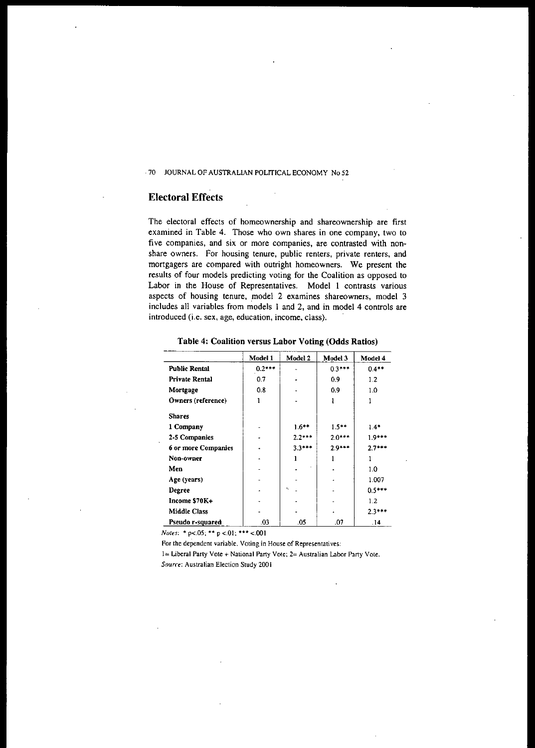## Electoral Effects

The electoral effects of homeownership and shareownership are first examined in Table 4. Those who own shares in one company, two to five companies, and six or more companies, are contrasted with non-share owners. For housing tenure, public renters, private renters, and mortgagers are compared with outright homeowners. We present the results of four models predicting voting for the Coalition as opposed to Labor in the House of Representatives. Model 1 contrasts various aspects of housing tenure, model 2 examines shareowners, model 3 includes all variables from models 1 and 2, and in model 4 controls are introduced (i.e. sex, age, education, income, class).

**Table 4: Coalition versus Labor Voting (Odds Ratios)**

| | Model 1 | Model 2 | Model 3 | Model 4 |
|---|---|---|---|---|
| **Public Rental** | 0.2*** | - | 0.3*** | 0.4** |
| **Private Rental** | 0.7 | - | 0.9 | 1.2 |
| **Mortgage** | 0.8 | - | 0.9 | 1.0 |
| **Owners (reference)** | 1 | - | 1 | 1 |
| **Shares** | | | | |
| **1 Company** | - | 1.6** | 1.5** | 1.4* |
| **2-5 Companies** | - | 2.2*** | 2.0*** | 1.9*** |
| **6 or more Companies** | - | 3.3*** | 2.9*** | 2.7*** |
| **Non-owner** | - | 1 | 1 | 1 |
| **Men** | - | - | - | 1.0 |
| **Age (years)** | - | - | - | 1.007 |
| **Degree** | - | - | - | 0.5*** |
| **Income $70K+** | - | - | - | 1.2 |
| **Middle Class** | - | - | - | 2.3*** |
| **Pseudo r-squared** | .03 | .05 | .07 | .14 |

*Notes*: * p<.05; ** p <.01; *** <.001

For the dependent variable. Voting in House of Representatives:

1= Liberal Party Vote + National Party Vote; 2= Australian Labor Party Vote.

*Source*: Australian Election Study 2001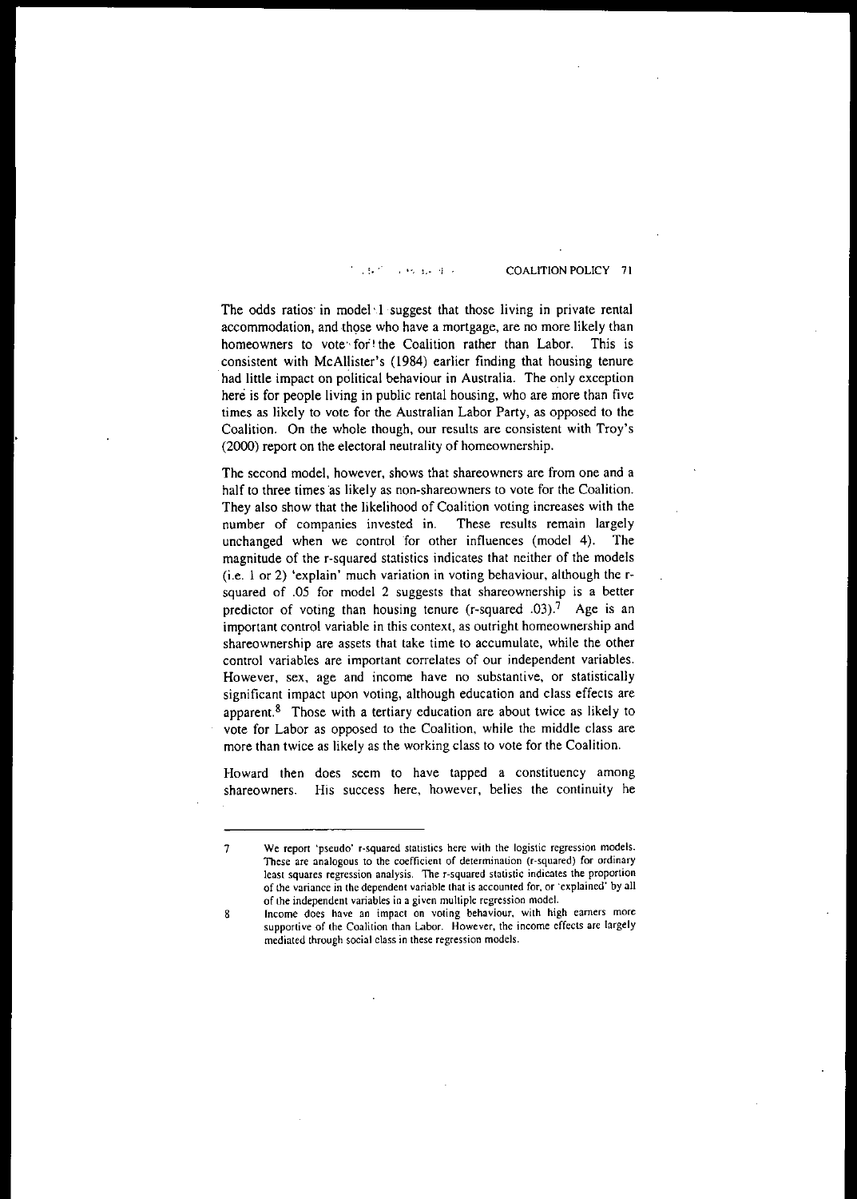The odds ratios in model 1 suggest that those living in private rental accommodation, and those who have a mortgage, are no more likely than homeowners to vote for the Coalition rather than Labor. This is consistent with McAllister's (1984) earlier finding that housing tenure had little impact on political behaviour in Australia. The only exception here is for people living in public rental housing, who are more than five times as likely to vote for the Australian Labor Party, as opposed to the Coalition. On the whole though, our results are consistent with Troy's (2000) report on the electoral neutrality of homeownership.

The second model, however, shows that shareowners are from one and a half to three times as likely as non-shareowners to vote for the Coalition. They also show that the likelihood of Coalition voting increases with the number of companies invested in. These results remain largely unchanged when we control for other influences (model 4). The magnitude of the r-squared statistics indicates that neither of the models (i.e. 1 or 2) 'explain' much variation in voting behaviour, although the r-squared of .05 for model 2 suggests that shareownership is a better predictor of voting than housing tenure (r-squared .03).[7] Age is an important control variable in this context, as outright homeownership and shareownership are assets that take time to accumulate, while the other control variables are important correlates of our independent variables. However, sex, age and income have no substantive, or statistically significant impact upon voting, although education and class effects are apparent.[8] Those with a tertiary education are about twice as likely to vote for Labor as opposed to the Coalition, while the middle class are more than twice as likely as the working class to vote for the Coalition.

Howard then does seem to have tapped a constituency among shareowners. His success here, however, belies the continuity he

---

7 We report 'pseudo' r-squared statistics here with the logistic regression models. These are analogous to the coefficient of determination (r-squared) for ordinary least squares regression analysis. The r-squared statistic indicates the proportion of the variance in the dependent variable that is accounted for, or 'explained' by all of the independent variables in a given multiple regression model.

8 Income does have an impact on voting behaviour, with high earners more supportive of the Coalition than Labor. However, the income effects are largely mediated through social class in these regression models.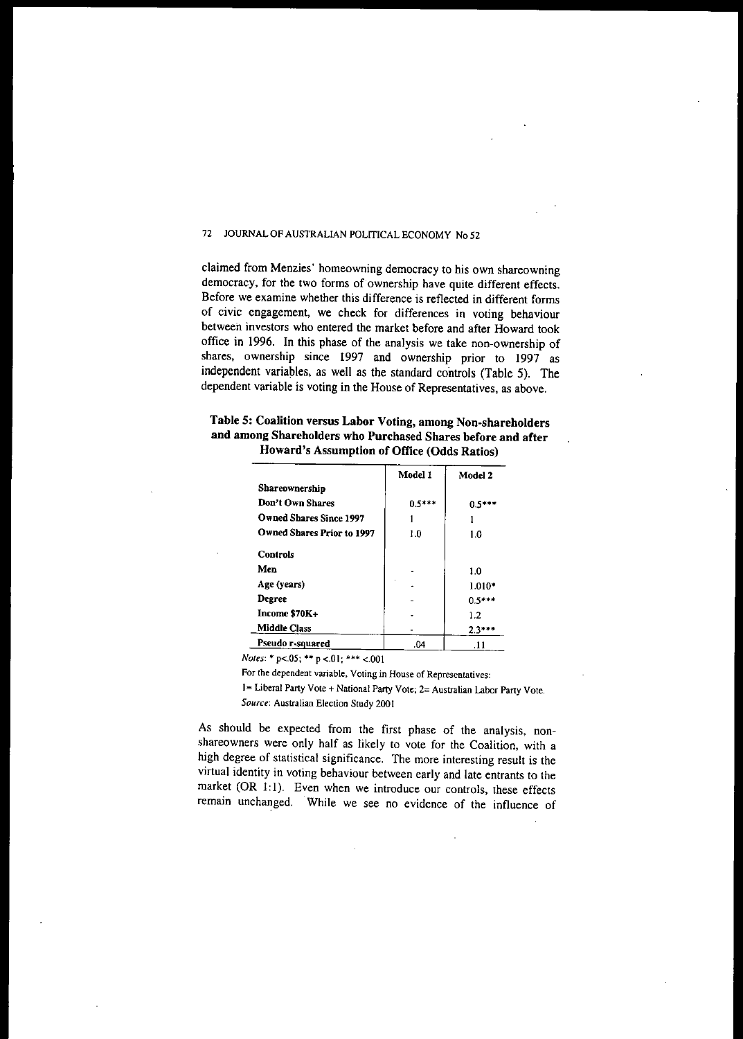claimed from Menzies' homeowning democracy to his own shareowning democracy, for the two forms of ownership have quite different effects. Before we examine whether this difference is reflected in different forms of civic engagement, we check for differences in voting behaviour between investors who entered the market before and after Howard took office in 1996. In this phase of the analysis we take non-ownership of shares, ownership since 1997 and ownership prior to 1997 as independent variables, as well as the standard controls (Table 5). The dependent variable is voting in the House of Representatives, as above.

**Table 5: Coalition versus Labor Voting, among Non-shareholders and among Shareholders who Purchased Shares before and after Howard's Assumption of Office (Odds Ratios)**

| | Model 1 | Model 2 |
|---|---|---|
| **Shareownership** | | |
| **Don't Own Shares** | 0.5*** | 0.5*** |
| **Owned Shares Since 1997** | 1 | 1 |
| **Owned Shares Prior to 1997** | 1.0 | 1.0 |
| **Controls** | | |
| **Men** | - | 1.0 |
| **Age (years)** | - | 1.010* |
| **Degree** | - | 0.5*** |
| **Income $70K+** | - | 1.2 |
| **Middle Class** | - | 2.3*** |
| **Pseudo r-squared** | .04 | .11 |

*Notes*: * p<.05; ** p <.01; *** <.001

For the dependent variable, Voting in House of Representatives:

1= Liberal Party Vote + National Party Vote; 2= Australian Labor Party Vote.

*Source*: Australian Election Study 2001

As should be expected from the first phase of the analysis, non-shareowners were only half as likely to vote for the Coalition, with a high degree of statistical significance. The more interesting result is the virtual identity in voting behaviour between early and late entrants to the market (OR 1:1). Even when we introduce our controls, these effects remain unchanged. While we see no evidence of the influence of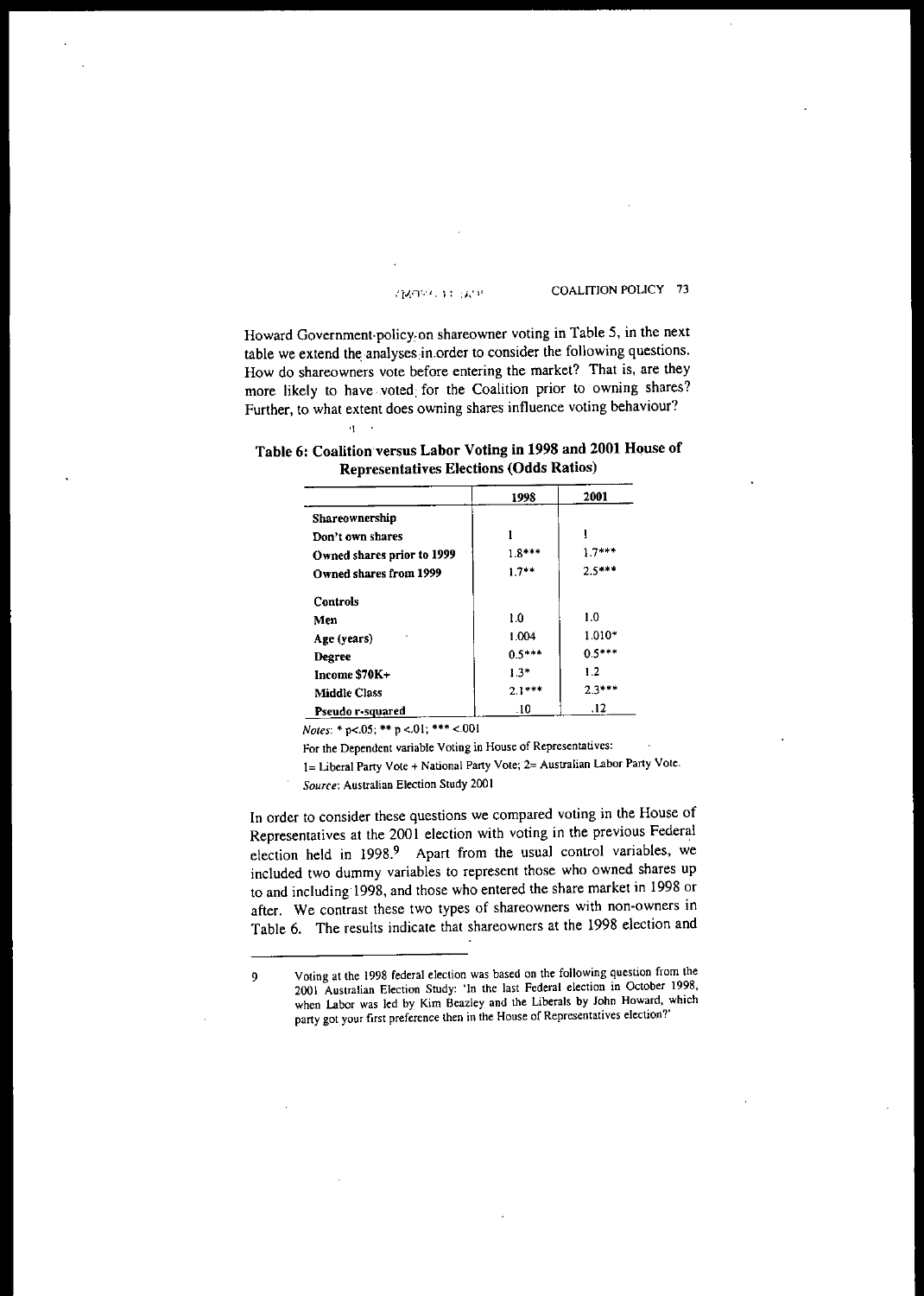Howard Government policy on shareowner voting in Table 5, in the next table we extend the analyses in order to consider the following questions. How do shareowners vote before entering the market? That is, are they more likely to have voted for the Coalition prior to owning shares? Further, to what extent does owning shares influence voting behaviour?

**Table 6: Coalition versus Labor Voting in 1998 and 2001 House of Representatives Elections (Odds Ratios)**

| | 1998 | 2001 |
|---|---|---|
| **Shareownership** | | |
| **Don't own shares** | 1 | 1 |
| **Owned shares prior to 1999** | 1.8*** | 1.7*** |
| **Owned shares from 1999** | 1.7** | 2.5*** |
| **Controls** | | |
| **Men** | 1.0 | 1.0 |
| **Age (years)** | 1.004 | 1.010* |
| **Degree** | 0.5*** | 0.5*** |
| **Income $70K+** | 1.3* | 1.2 |
| **Middle Class** | 2.1*** | 2.3*** |
| **Pseudo r-squared** | .10 | .12 |

*Notes*: * p<.05; ** p <.01; *** <.001

For the Dependent variable Voting in House of Representatives:

1= Liberal Party Vote + National Party Vote; 2= Australian Labor Party Vote.

*Source*: Australian Election Study 2001

In order to consider these questions we compared voting in the House of Representatives at the 2001 election with voting in the previous Federal election held in 1998.[9] Apart from the usual control variables, we included two dummy variables to represent those who owned shares up to and including 1998, and those who entered the share market in 1998 or after. We contrast these two types of shareowners with non-owners in Table 6. The results indicate that shareowners at the 1998 election and

---

9 Voting at the 1998 federal election was based on the following question from the 2001 Australian Election Study: 'In the last Federal election in October 1998, when Labor was led by Kim Beazley and the Liberals by John Howard, which party got your first preference then in the House of Representatives election?'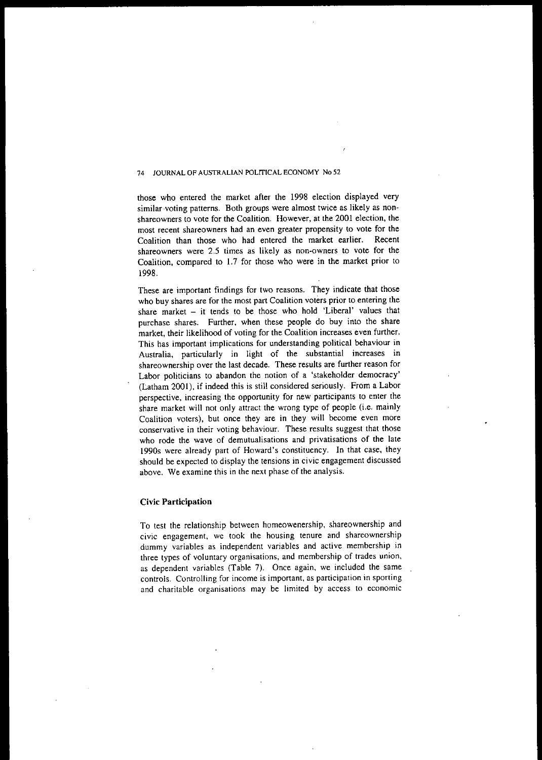those who entered the market after the 1998 election displayed very similar voting patterns. Both groups were almost twice as likely as non-shareowners to vote for the Coalition. However, at the 2001 election, the most recent shareowners had an even greater propensity to vote for the Coalition than those who had entered the market earlier. Recent shareowners were 2.5 times as likely as non-owners to vote for the Coalition, compared to 1.7 for those who were in the market prior to 1998.

These are important findings for two reasons. They indicate that those who buy shares are for the most part Coalition voters prior to entering the share market – it tends to be those who hold 'Liberal' values that purchase shares. Further, when these people do buy into the share market, their likelihood of voting for the Coalition increases even further. This has important implications for understanding political behaviour in Australia, particularly in light of the substantial increases in shareownership over the last decade. These results are further reason for Labor politicians to abandon the notion of a 'stakeholder democracy' (Latham 2001), if indeed this is still considered seriously. From a Labor perspective, increasing the opportunity for new participants to enter the share market will not only attract the wrong type of people (i.e. mainly Coalition voters), but once they are in they will become even more conservative in their voting behaviour. These results suggest that those who rode the wave of demutualisations and privatisations of the late 1990s were already part of Howard's constituency. In that case, they should be expected to display the tensions in civic engagement discussed above. We examine this in the next phase of the analysis.

### Civic Participation

To test the relationship between homeowenership, shareownership and civic engagement, we took the housing tenure and shareownership dummy variables as independent variables and active membership in three types of voluntary organisations, and membership of trades union, as dependent variables (Table 7). Once again, we included the same controls. Controlling for income is important, as participation in sporting and charitable organisations may be limited by access to economic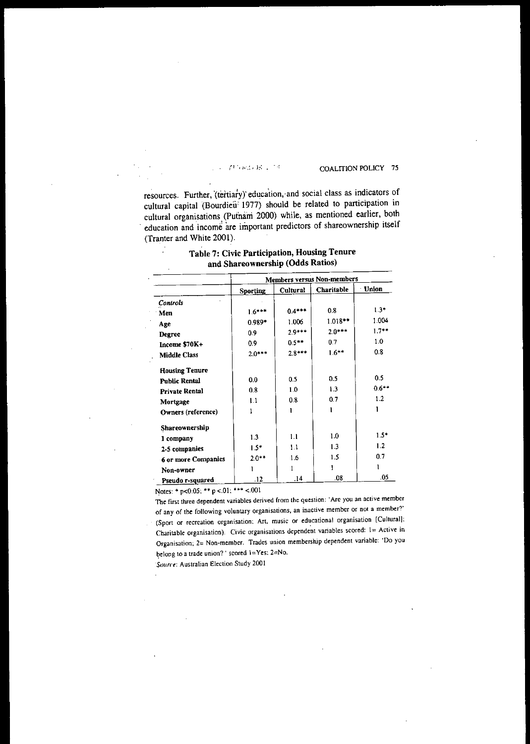resources. Further, (tertiary) education, and social class as indicators of cultural capital (Bourdieu 1977) should be related to participation in cultural organisations (Putnam 2000) while, as mentioned earlier, both education and income are important predictors of shareownership itself (Tranter and White 2001).

**Table 7: Civic Participation, Housing Tenure and Shareownership (Odds Ratios)**

| | Members versus Non-members | | | |
|---|---|---|---|---|
| | Sporting | Cultural | Charitable | Union |
| ***Controls*** | | | | |
| **Men** | 1.6*** | 0.4*** | 0.8 | 1.3* |
| **Age** | 0.989* | 1.006 | 1.018** | 1.004 |
| **Degree** | 0.9 | 2.9*** | 2.0*** | 1.7** |
| **Income $70K+** | 0.9 | 0.5** | 0.7 | 1.0 |
| **Middle Class** | 2.0*** | 2.8*** | 1.6** | 0.8 |
| **Housing Tenure** | | | | |
| **Public Rental** | 0.0 | 0.5 | 0.5 | 0.5 |
| **Private Rental** | 0.8 | 1.0 | 1.3 | 0.6** |
| **Mortgage** | 1.1 | 0.8 | 0.7 | 1.2 |
| **Owners (reference)** | 1 | 1 | 1 | 1 |
| **Shareownership** | | | | |
| **1 company** | 1.3 | 1.1 | 1.0 | 1.5* |
| **2-5 companies** | 1.5* | 1.1 | 1.3 | 1.2 |
| **6 or more Companies** | 2.0** | 1.6 | 1.5 | 0.7 |
| **Non-owner** | 1 | 1 | 1 | 1 |
| **Pseudo r-squared** | .12 | .14 | .08 | .05 |

Notes: * p<0.05; ** p <.01; *** <.001

The first three dependent variables derived from the question: 'Are you an active member of any of the following voluntary organisations, an inactive member or not a member?' (Sport or recreation organisation; Art, music or educational organisation [Cultural]; Charitable organisation). Civic organisations dependent variables scored: 1= Active in Organisation; 2= Non-member. Trades union membership dependent variable: 'Do you belong to a trade union?' scored 1=Yes; 2=No.

*Source*: Australian Election Study 2001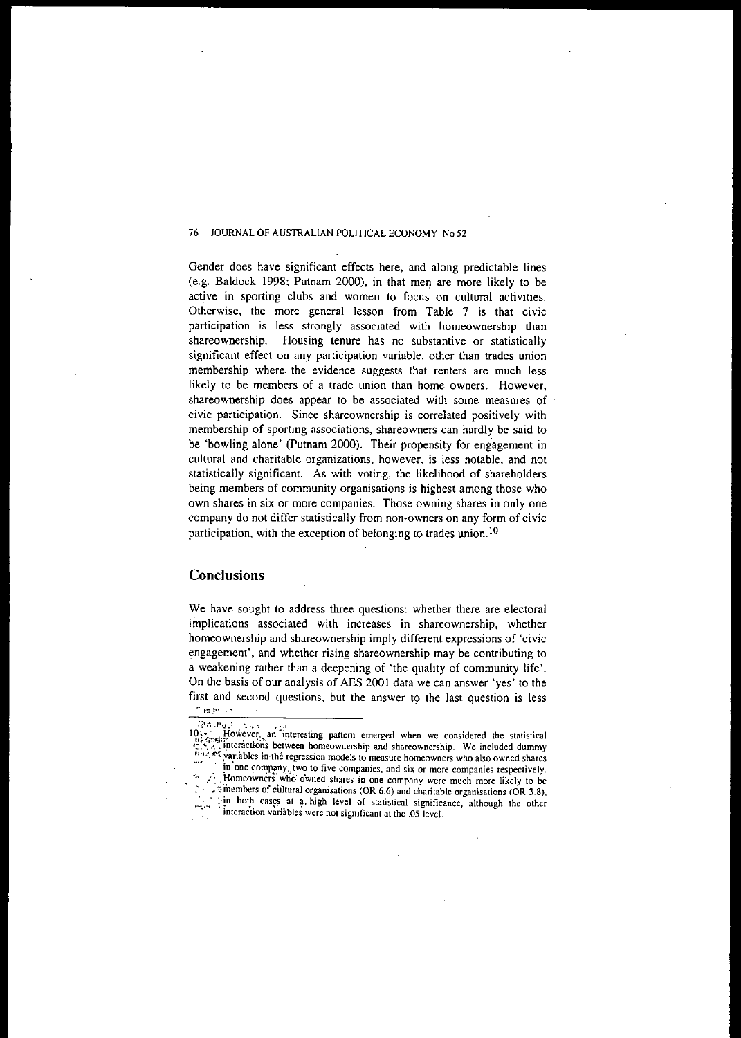Gender does have significant effects here, and along predictable lines (e.g. Baldock 1998; Putnam 2000), in that men are more likely to be active in sporting clubs and women to focus on cultural activities. Otherwise, the more general lesson from Table 7 is that civic participation is less strongly associated with homeownership than shareownership. Housing tenure has no substantive or statistically significant effect on any participation variable, other than trades union membership where the evidence suggests that renters are much less likely to be members of a trade union than home owners. However, shareownership does appear to be associated with some measures of civic participation. Since shareownership is correlated positively with membership of sporting associations, shareowners can hardly be said to be 'bowling alone' (Putnam 2000). Their propensity for engagement in cultural and charitable organizations, however, is less notable, and not statistically significant. As with voting, the likelihood of shareholders being members of community organisations is highest among those who own shares in six or more companies. Those owning shares in only one company do not differ statistically from non-owners on any form of civic participation, with the exception of belonging to trades union.[10]

## Conclusions

We have sought to address three questions: whether there are electoral implications associated with increases in shareownership, whether homeownership and shareownership imply different expressions of 'civic engagement', and whether rising shareownership may be contributing to a weakening rather than a deepening of 'the quality of community life'. On the basis of our analysis of AES 2001 data we can answer 'yes' to the first and second questions, but the answer to the last question is less

---

[10] However, an interesting pattern emerged when we considered the statistical interactions between homeownership and shareownership. We included dummy variables in the regression models to measure homeowners who also owned shares in one company, two to five companies, and six or more companies respectively. Homeowners who owned shares in one company were much more likely to be members of cultural organisations (OR 6.6) and charitable organisations (OR 3.8), in both cases at a high level of statistical significance, although the other interaction variables were not significant at the .05 level.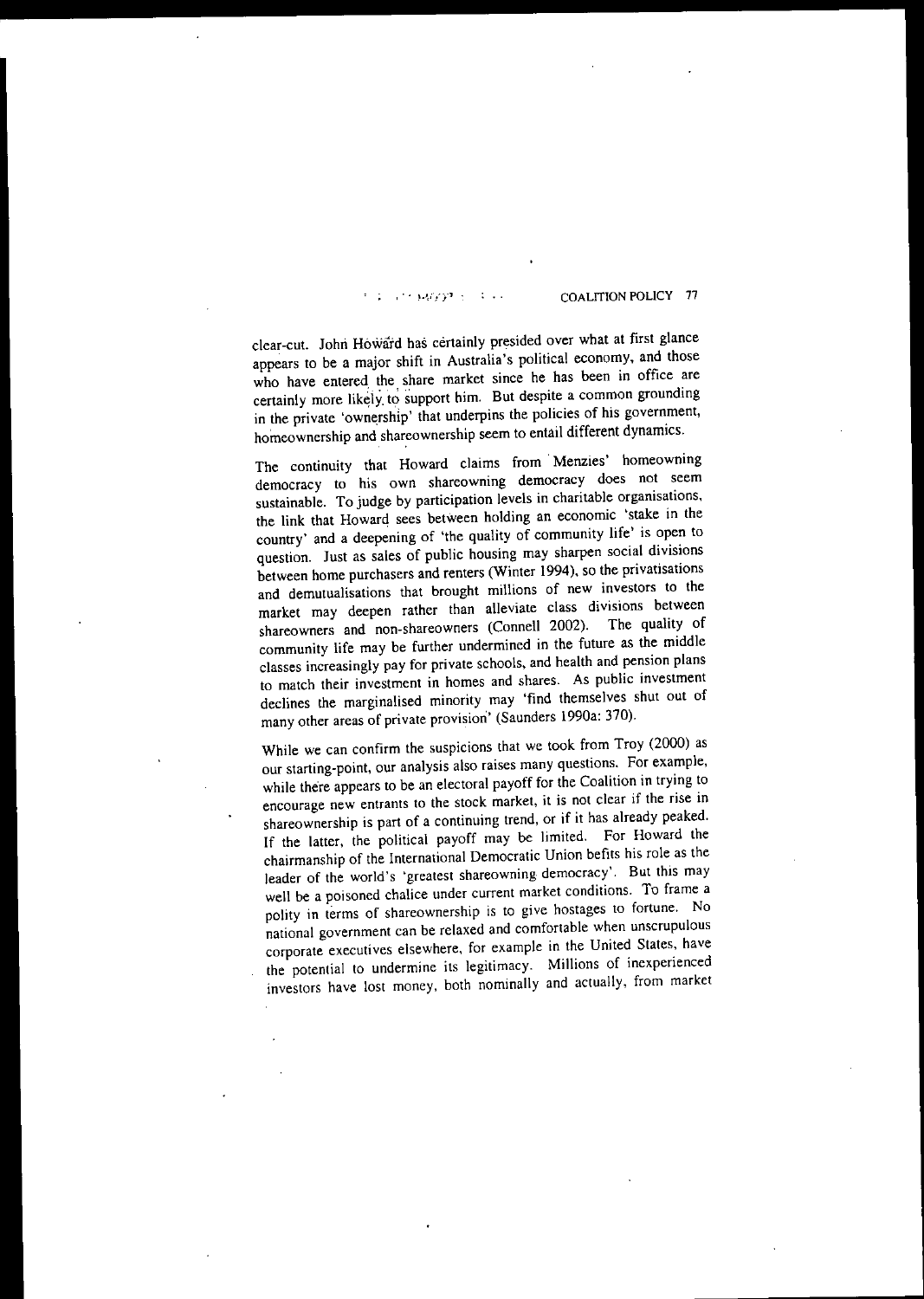clear-cut. John Howard has certainly presided over what at first glance appears to be a major shift in Australia's political economy, and those who have entered the share market since he has been in office are certainly more likely to support him. But despite a common grounding in the private 'ownership' that underpins the policies of his government, homeownership and shareownership seem to entail different dynamics.

The continuity that Howard claims from Menzies' homeowning democracy to his own shareowning democracy does not seem sustainable. To judge by participation levels in charitable organisations, the link that Howard sees between holding an economic 'stake in the country' and a deepening of 'the quality of community life' is open to question. Just as sales of public housing may sharpen social divisions between home purchasers and renters (Winter 1994), so the privatisations and demutualisations that brought millions of new investors to the market may deepen rather than alleviate class divisions between shareowners and non-shareowners (Connell 2002). The quality of community life may be further undermined in the future as the middle classes increasingly pay for private schools, and health and pension plans to match their investment in homes and shares. As public investment declines the marginalised minority may 'find themselves shut out of many other areas of private provision' (Saunders 1990a: 370).

While we can confirm the suspicions that we took from Troy (2000) as our starting-point, our analysis also raises many questions. For example, while there appears to be an electoral payoff for the Coalition in trying to encourage new entrants to the stock market, it is not clear if the rise in shareownership is part of a continuing trend, or if it has already peaked. If the latter, the political payoff may be limited. For Howard the chairmanship of the International Democratic Union befits his role as the leader of the world's 'greatest shareowning democracy'. But this may well be a poisoned chalice under current market conditions. To frame a polity in terms of shareownership is to give hostages to fortune. No national government can be relaxed and comfortable when unscrupulous corporate executives elsewhere, for example in the United States, have the potential to undermine its legitimacy. Millions of inexperienced investors have lost money, both nominally and actually, from market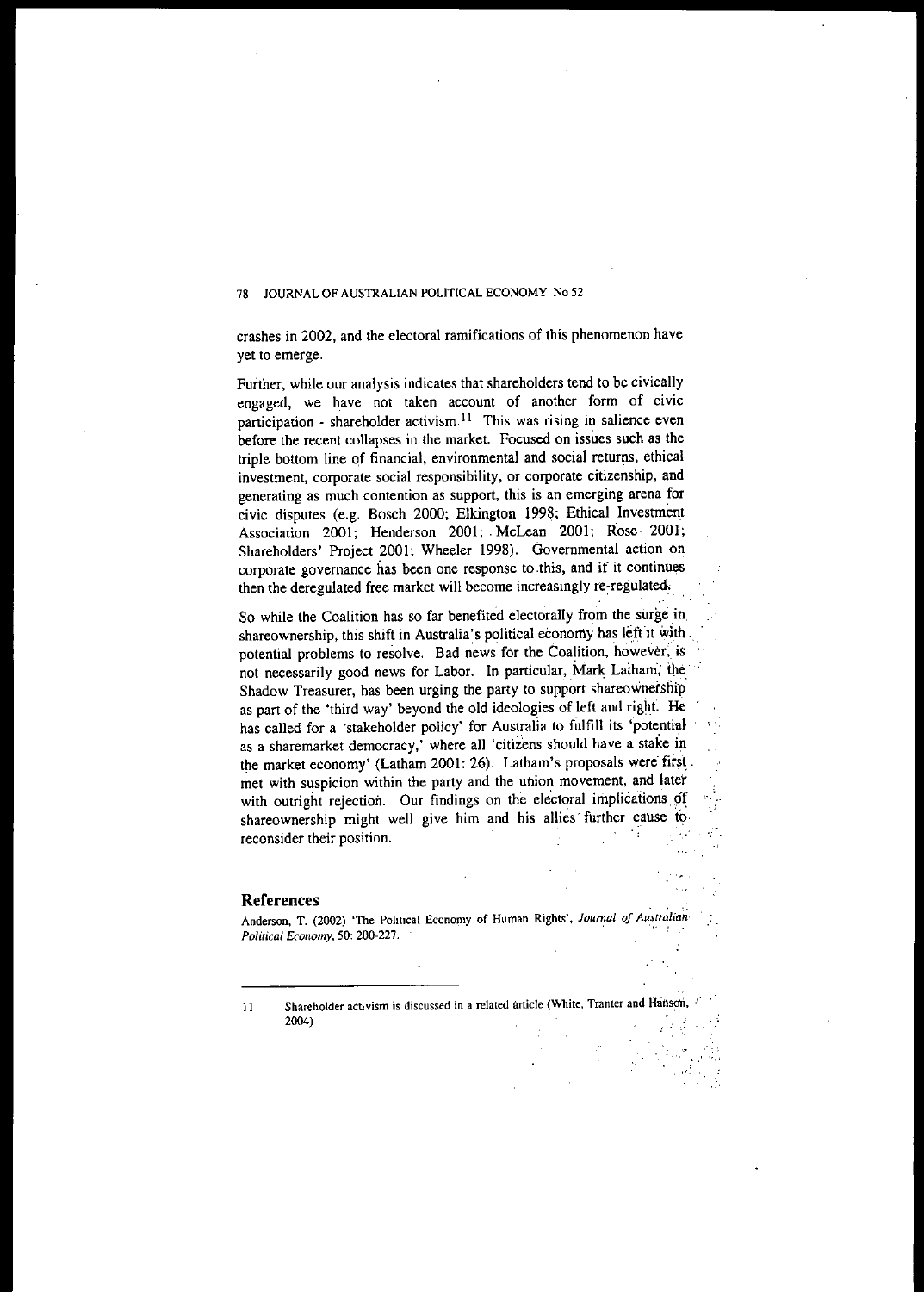crashes in 2002, and the electoral ramifications of this phenomenon have yet to emerge.

Further, while our analysis indicates that shareholders tend to be civically engaged, we have not taken account of another form of civic participation - shareholder activism.[11] This was rising in salience even before the recent collapses in the market. Focused on issues such as the triple bottom line of financial, environmental and social returns, ethical investment, corporate social responsibility, or corporate citizenship, and generating as much contention as support, this is an emerging arena for civic disputes (e.g. Bosch 2000; Elkington 1998; Ethical Investment Association 2001; Henderson 2001; McLean 2001; Rose 2001; Shareholders' Project 2001; Wheeler 1998). Governmental action on corporate governance has been one response to this, and if it continues then the deregulated free market will become increasingly re-regulated.

So while the Coalition has so far benefited electorally from the surge in shareownership, this shift in Australia's political economy has left it with potential problems to resolve. Bad news for the Coalition, however, is not necessarily good news for Labor. In particular, Mark Latham, the Shadow Treasurer, has been urging the party to support shareownership as part of the 'third way' beyond the old ideologies of left and right. He has called for a 'stakeholder policy' for Australia to fulfill its 'potential as a sharemarket democracy,' where all 'citizens should have a stake in the market economy' (Latham 2001: 26). Latham's proposals were first met with suspicion within the party and the union movement, and later with outright rejection. Our findings on the electoral implications of shareownership might well give him and his allies further cause to reconsider their position.

## References

Anderson, T. (2002) 'The Political Economy of Human Rights', *Journal of Australian Political Economy*, 50: 200-227.

---

11 Shareholder activism is discussed in a related article (White, Tranter and Hanson, 2004)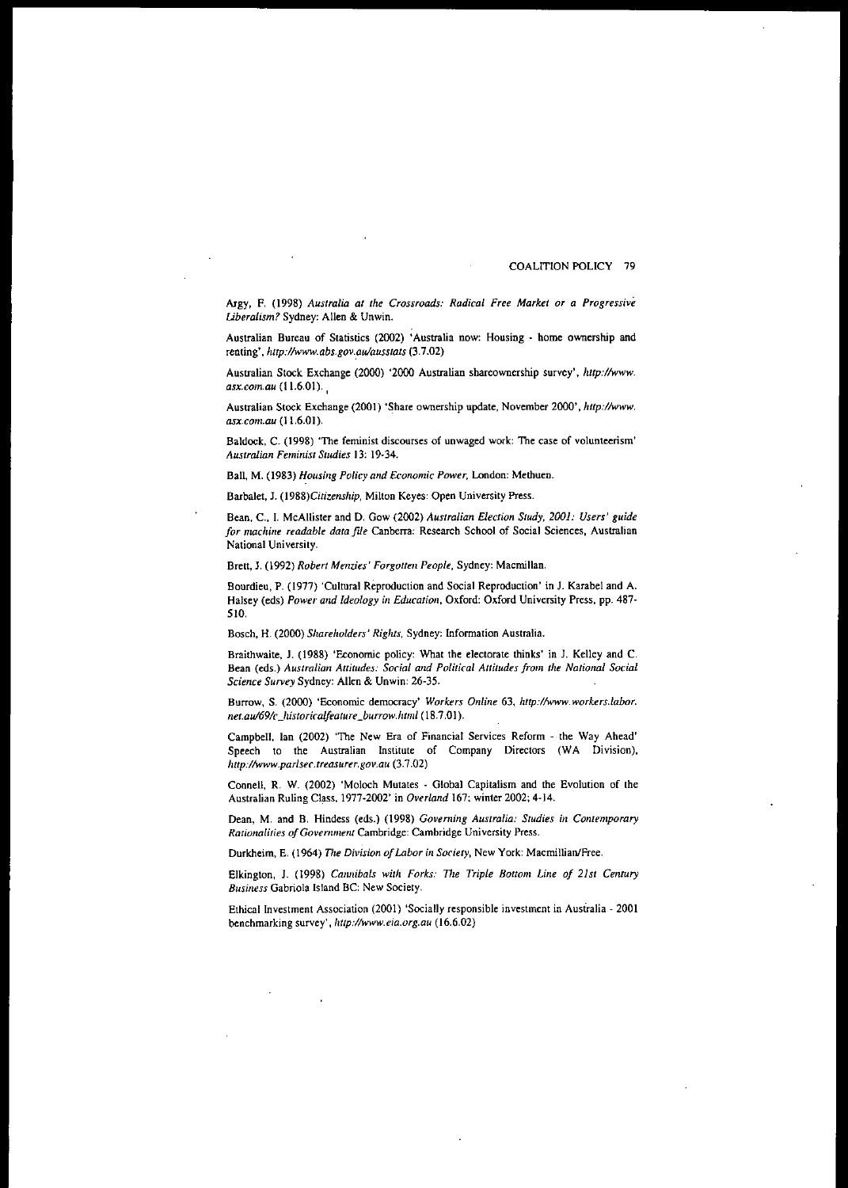Argy, F. (1998) *Australia at the Crossroads: Radical Free Market or a Progressive Liberalism?* Sydney: Allen & Unwin.

Australian Bureau of Statistics (2002) 'Australia now: Housing - home ownership and renting', *http://www.abs.gov.au/ausstats* (3.7.02)

Australian Stock Exchange (2000) '2000 Australian shareownership survey', *http://www.asx.com.au* (11.6.01).

Australian Stock Exchange (2001) 'Share ownership update, November 2000', *http://www.asx.com.au* (11.6.01).

Baldock, C. (1998) 'The feminist discourses of unwaged work: The case of volunteerism' *Australian Feminist Studies* 13: 19-34.

Ball, M. (1983) *Housing Policy and Economic Power*, London: Methuen.

Barbalet, J. (1988)*Citizenship*, Milton Keyes: Open University Press.

Bean, C., I. McAllister and D. Gow (2002) *Australian Election Study, 2001: Users' guide for machine readable data file* Canberra: Research School of Social Sciences, Australian National University.

Brett, J. (1992) *Robert Menzies' Forgotten People*, Sydney: Macmillan.

Bourdieu, P. (1977) 'Cultural Reproduction and Social Reproduction' in J. Karabel and A. Halsey (eds) *Power and Ideology in Education*, Oxford: Oxford University Press, pp. 487-510.

Bosch, H. (2000) *Shareholders' Rights*, Sydney: Information Australia.

Braithwaite, J. (1988) 'Economic policy: What the electorate thinks' in J. Kelley and C. Bean (eds.) *Australian Attitudes: Social and Political Attitudes from the National Social Science Survey* Sydney: Allen & Unwin: 26-35.

Burrow, S. (2000) 'Economic democracy' *Workers Online* 63, *http://www.workers.labor.net.au/69/c_historicalfeature_burrow.html* (18.7.01).

Campbell, Ian (2002) 'The New Era of Financial Services Reform - the Way Ahead' Speech to the Australian Institute of Company Directors (WA Division), *http://www.parlsec.treasurer.gov.au* (3.7.02)

Connell, R. W. (2002) 'Moloch Mutates - Global Capitalism and the Evolution of the Australian Ruling Class, 1977-2002' in *Overland* 167; winter 2002; 4-14.

Dean, M. and B. Hindess (eds.) (1998) *Governing Australia: Studies in Contemporary Rationalities of Government* Cambridge: Cambridge University Press.

Durkheim, E. (1964) *The Division of Labor in Society*, New York: Macmillian/Free.

Elkington, J. (1998) *Cannibals with Forks: The Triple Bottom Line of 21st Century Business* Gabriola Island BC: New Society.

Ethical Investment Association (2001) 'Socially responsible investment in Australia - 2001 benchmarking survey', *http://www.eia.org.au* (16.6.02)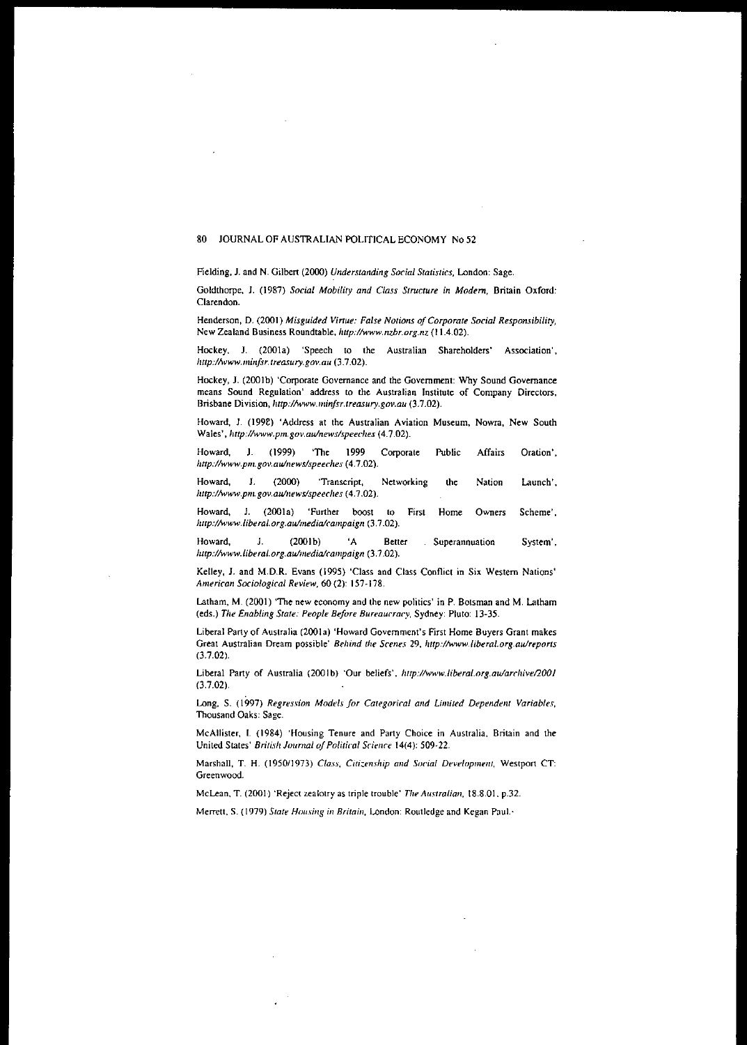Fielding, J. and N. Gilbert (2000) *Understanding Social Statistics*, London: Sage.

Goldthorpe, J. (1987) *Social Mobility and Class Structure in Modern*, Britain Oxford: Clarendon.

Henderson, D. (2001) *Misguided Virtue: False Notions of Corporate Social Responsibility*, New Zealand Business Roundtable, *http://www.nzbr.org.nz* (11.4.02).

Hockey, J. (2001a) 'Speech to the Australian Shareholders' Association', *http://www.minfsr.treasury.gov.au* (3.7.02).

Hockey, J. (2001b) 'Corporate Governance and the Government: Why Sound Governance means Sound Regulation' address to the Australian Institute of Company Directors, Brisbane Division, *http://www.minfsr.treasury.gov.au* (3.7.02).

Howard, J. (1998) 'Address at the Australian Aviation Museum, Nowra, New South Wales', *http://www.pm.gov.au/news/speeches* (4.7.02).

Howard, J. (1999) 'The 1999 Corporate Public Affairs Oration', *http://www.pm.gov.au/news/speeches* (4.7.02).

Howard, J. (2000) 'Transcript, Networking the Nation Launch', *http://www.pm.gov.au/news/speeches* (4.7.02).

Howard, J. (2001a) 'Further boost to First Home Owners Scheme', *http://www.liberal.org.au/media/campaign* (3.7.02).

Howard, J. (2001b) 'A Better Superannuation System', *http://www.liberal.org.au/media/campaign* (3.7.02).

Kelley, J. and M.D.R. Evans (1995) 'Class and Class Conflict in Six Western Nations' *American Sociological Review*, 60 (2): 157-178.

Latham, M. (2001) 'The new economy and the new politics' in P. Botsman and M. Latham (eds.) *The Enabling State: People Before Bureaucracy*, Sydney: Pluto: 13-35.

Liberal Party of Australia (2001a) 'Howard Government's First Home Buyers Grant makes Great Australian Dream possible' *Behind the Scenes* 29, *http://www.liberal.org.au/reports* (3.7.02).

Liberal Party of Australia (2001b) 'Our beliefs', *http://www.liberal.org.au/archive/2001* (3.7.02).

Long, S. (1997) *Regression Models for Categorical and Limited Dependent Variables*, Thousand Oaks: Sage.

McAllister, I. (1984) 'Housing Tenure and Party Choice in Australia, Britain and the United States' *British Journal of Political Science* 14(4): 509-22.

Marshall, T. H. (1950/1973) *Class, Citizenship and Social Development*, Westport CT: Greenwood.

McLean, T. (2001) 'Reject zealotry as triple trouble' *The Australian*, 18.8.01, p.32.

Merrett, S. (1979) *State Housing in Britain*, London: Routledge and Kegan Paul.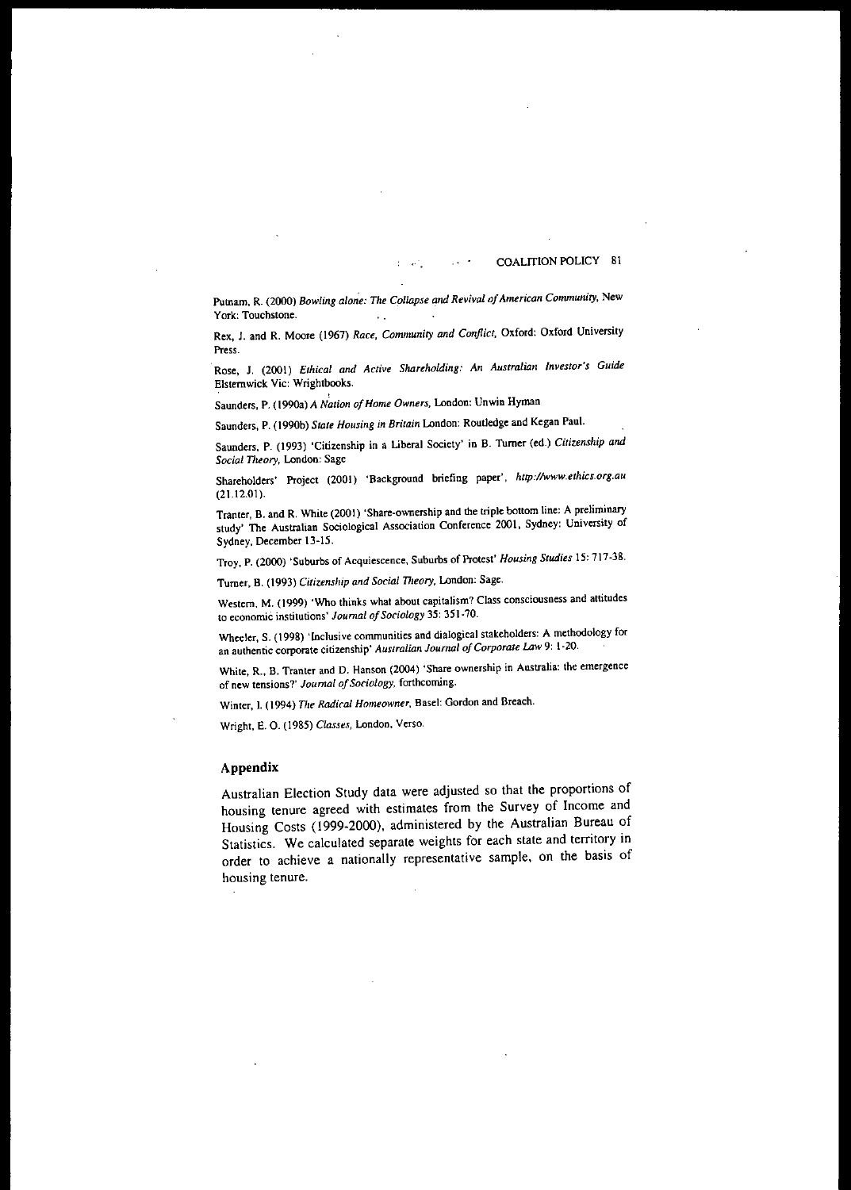Putnam, R. (2000) *Bowling alone: The Collapse and Revival of American Community*, New York: Touchstone.

Rex, J. and R. Moore (1967) *Race, Community and Conflict*, Oxford: Oxford University Press.

Rose, J. (2001) *Ethical and Active Shareholding: An Australian Investor's Guide* Elsternwick Vic: Wrightbooks.

Saunders, P. (1990a) *A Nation of Home Owners*, London: Unwin Hyman

Saunders, P. (1990b) *State Housing in Britain* London: Routledge and Kegan Paul.

Saunders, P. (1993) 'Citizenship in a Liberal Society' in B. Turner (ed.) *Citizenship and Social Theory*, London: Sage

Shareholders' Project (2001) 'Background briefing paper', *http://www.ethics.org.au* (21.12.01).

Tranter, B. and R. White (2001) 'Share-ownership and the triple bottom line: A preliminary study' The Australian Sociological Association Conference 2001, Sydney: University of Sydney, December 13-15.

Troy, P. (2000) 'Suburbs of Acquiescence, Suburbs of Protest' *Housing Studies* 15: 717-38.

Turner, B. (1993) *Citizenship and Social Theory*, London: Sage.

Western, M. (1999) 'Who thinks what about capitalism? Class consciousness and attitudes to economic institutions' *Journal of Sociology* 35: 351-70.

Wheeler, S. (1998) 'Inclusive communities and dialogical stakeholders: A methodology for an authentic corporate citizenship' *Australian Journal of Corporate Law* 9: 1-20.

White, R., B. Tranter and D. Hanson (2004) 'Share ownership in Australia: the emergence of new tensions?' *Journal of Sociology*, forthcoming.

Winter, I. (1994) *The Radical Homeowner*, Basel: Gordon and Breach.

Wright, E. O. (1985) *Classes*, London, Verso.

## Appendix

Australian Election Study data were adjusted so that the proportions of housing tenure agreed with estimates from the Survey of Income and Housing Costs (1999-2000), administered by the Australian Bureau of Statistics. We calculated separate weights for each state and territory in order to achieve a nationally representative sample, on the basis of housing tenure.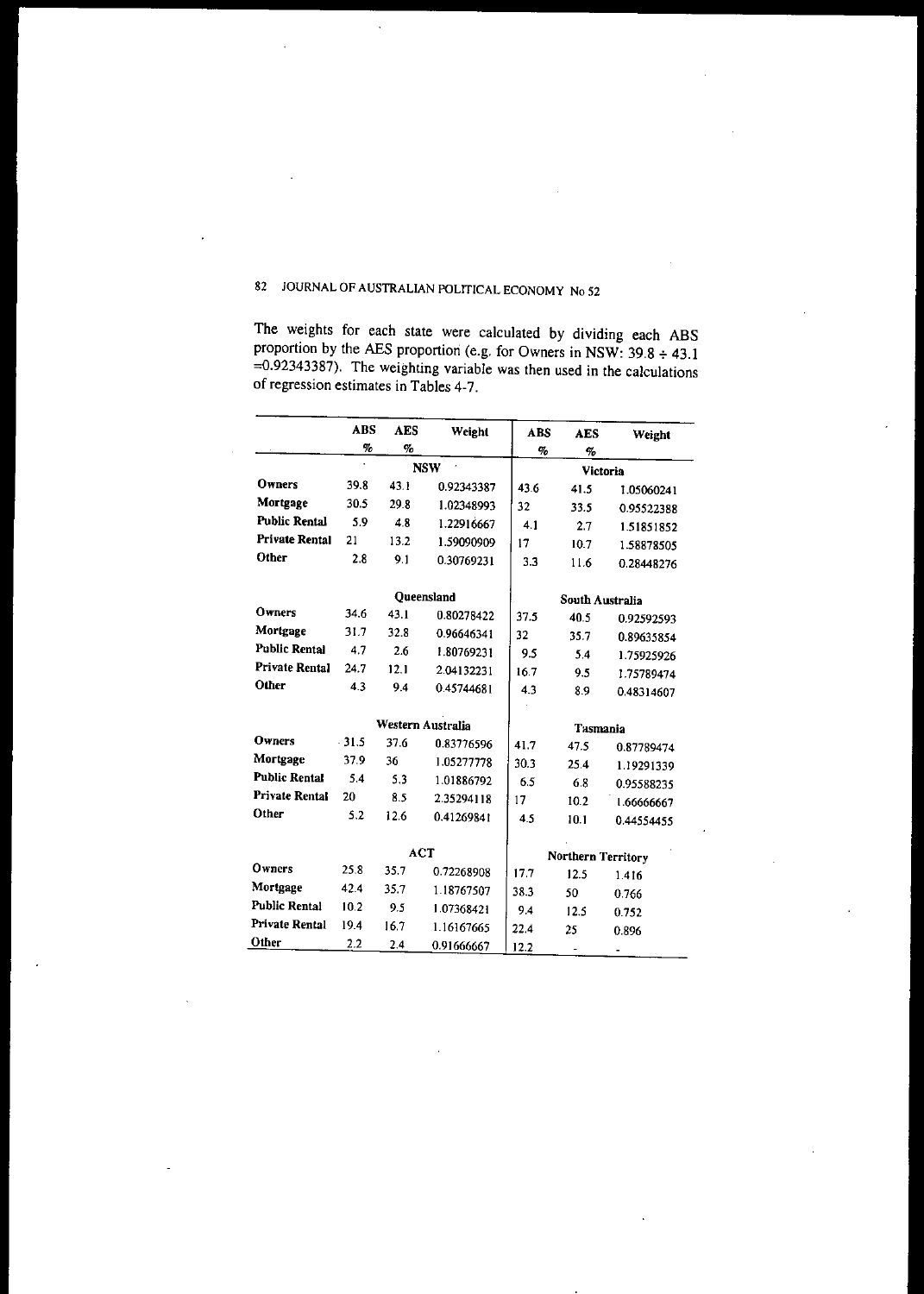The weights for each state were calculated by dividing each ABS proportion by the AES proportion (e.g. for Owners in NSW: 39.8 ÷ 43.1 =0.92343387). The weighting variable was then used in the calculations of regression estimates in Tables 4-7.

| | ABS % | AES % | Weight | ABS % | AES % | Weight |
|---|---|---|---|---|---|---|
| | | NSW | | | Victoria | |
| **Owners** | 39.8 | 43.1 | 0.92343387 | 43.6 | 41.5 | 1.05060241 |
| **Mortgage** | 30.5 | 29.8 | 1.02348993 | 32 | 33.5 | 0.95522388 |
| **Public Rental** | 5.9 | 4.8 | 1.22916667 | 4.1 | 2.7 | 1.51851852 |
| **Private Rental** | 21 | 13.2 | 1.59090909 | 17 | 10.7 | 1.58878505 |
| **Other** | 2.8 | 9.1 | 0.30769231 | 3.3 | 11.6 | 0.28448276 |
| | | Queensland | | | South Australia | |
| **Owners** | 34.6 | 43.1 | 0.80278422 | 37.5 | 40.5 | 0.92592593 |
| **Mortgage** | 31.7 | 32.8 | 0.96646341 | 32 | 35.7 | 0.89635854 |
| **Public Rental** | 4.7 | 2.6 | 1.80769231 | 9.5 | 5.4 | 1.75925926 |
| **Private Rental** | 24.7 | 12.1 | 2.04132231 | 16.7 | 9.5 | 1.75789474 |
| **Other** | 4.3 | 9.4 | 0.45744681 | 4.3 | 8.9 | 0.48314607 |
| | | Western Australia | | | Tasmania | |
| **Owners** | 31.5 | 37.6 | 0.83776596 | 41.7 | 47.5 | 0.87789474 |
| **Mortgage** | 37.9 | 36 | 1.05277778 | 30.3 | 25.4 | 1.19291339 |
| **Public Rental** | 5.4 | 5.3 | 1.01886792 | 6.5 | 6.8 | 0.95588235 |
| **Private Rental** | 20 | 8.5 | 2.35294118 | 17 | 10.2 | 1.66666667 |
| **Other** | 5.2 | 12.6 | 0.41269841 | 4.5 | 10.1 | 0.44554455 |
| | | ACT | | | Northern Territory | |
| **Owners** | 25.8 | 35.7 | 0.72268908 | 17.7 | 12.5 | 1.416 |
| **Mortgage** | 42.4 | 35.7 | 1.18767507 | 38.3 | 50 | 0.766 |
| **Public Rental** | 10.2 | 9.5 | 1.07368421 | 9.4 | 12.5 | 0.752 |
| **Private Rental** | 19.4 | 16.7 | 1.16167665 | 22.4 | 25 | 0.896 |
| **Other** | 2.2 | 2.4 | 0.91666667 | 12.2 | - | - |